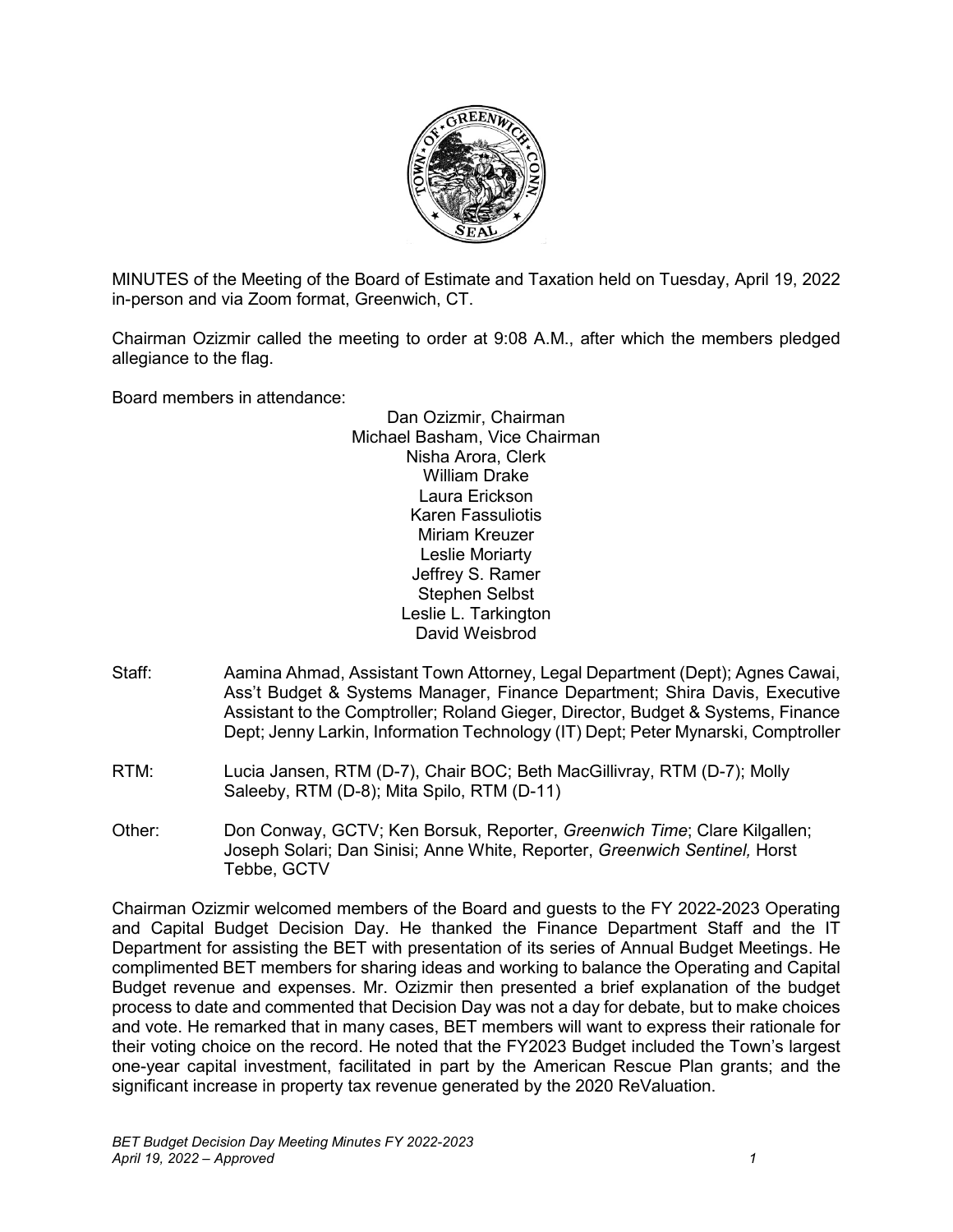MINUTES of the Meeting of the Board of Estimate and Taxation held on Tuesday, April 19, 2022 in-person and via Zoom format, Greenwich, CT.

Chairman Ozizmir called the meeting to order at 9:08 A.M., after which the members pledged allegiance to the flag.

Board members in attendance:

Dan Ozizmir, Chairman
Michael Basham, Vice Chairman
Nisha Arora, Clerk
William Drake
Laura Erickson
Karen Fassuliotis
Miriam Kreuzer
Leslie Moriarty
Jeffrey S. Ramer
Stephen Selbst
Leslie L. Tarkington
David Weisbrod

Staff: Aamina Ahmad, Assistant Town Attorney, Legal Department (Dept); Agnes Cawai, Ass't Budget & Systems Manager, Finance Department; Shira Davis, Executive Assistant to the Comptroller; Roland Gieger, Director, Budget & Systems, Finance Dept; Jenny Larkin, Information Technology (IT) Dept; Peter Mynarski, Comptroller

RTM: Lucia Jansen, RTM (D-7), Chair BOC; Beth MacGillivray, RTM (D-7); Molly Saleeby, RTM (D-8); Mita Spilo, RTM (D-11)

Other: Don Conway, GCTV; Ken Borsuk, Reporter, *Greenwich Time*; Clare Kilgallen; Joseph Solari; Dan Sinisi; Anne White, Reporter, *Greenwich Sentinel,* Horst Tebbe, GCTV

Chairman Ozizmir welcomed members of the Board and guests to the FY 2022-2023 Operating and Capital Budget Decision Day. He thanked the Finance Department Staff and the IT Department for assisting the BET with presentation of its series of Annual Budget Meetings. He complimented BET members for sharing ideas and working to balance the Operating and Capital Budget revenue and expenses. Mr. Ozizmir then presented a brief explanation of the budget process to date and commented that Decision Day was not a day for debate, but to make choices and vote. He remarked that in many cases, BET members will want to express their rationale for their voting choice on the record. He noted that the FY2023 Budget included the Town's largest one-year capital investment, facilitated in part by the American Rescue Plan grants; and the significant increase in property tax revenue generated by the 2020 ReValuation.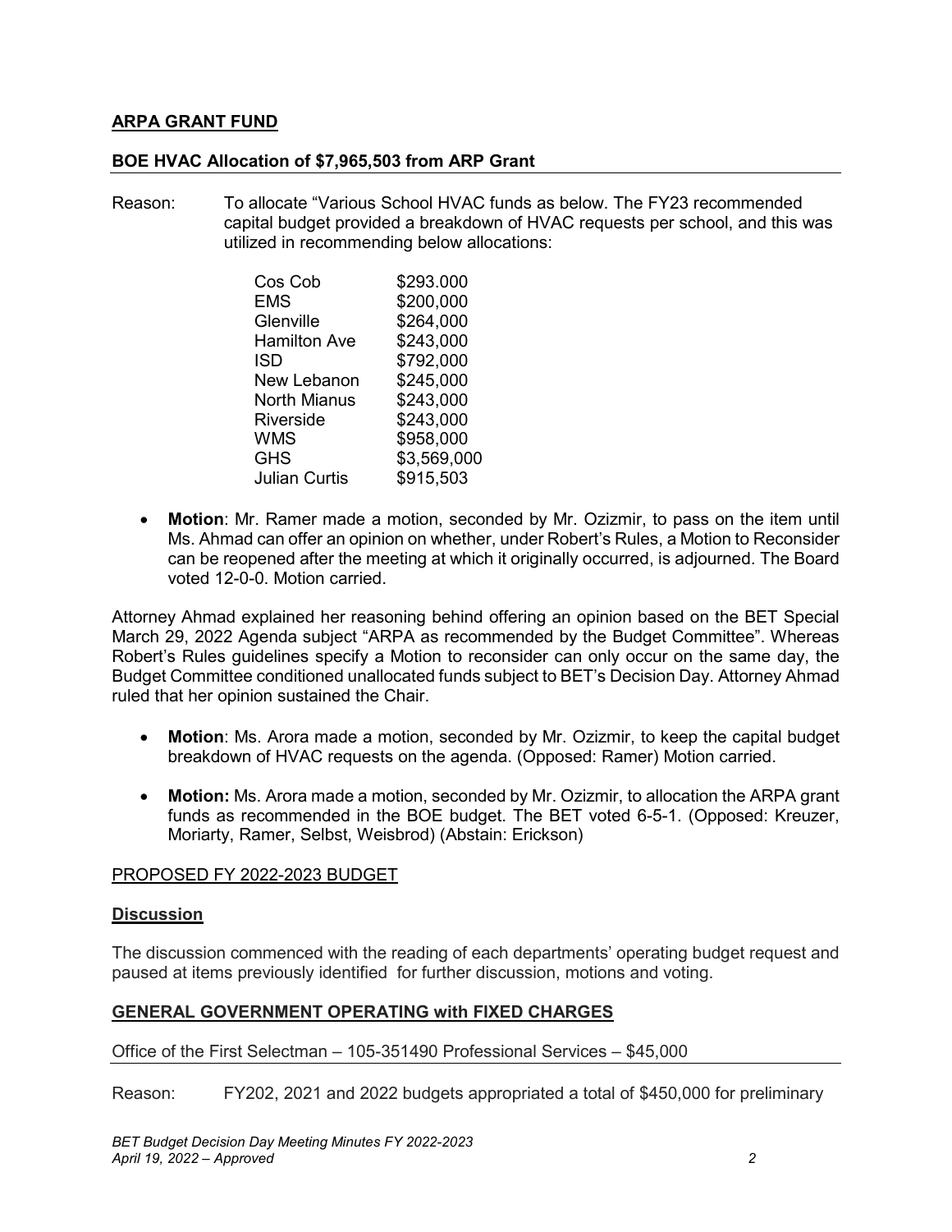## ARPA GRANT FUND

### BOE HVAC Allocation of $7,965,503 from ARP Grant

Reason: To allocate "Various School HVAC funds as below. The FY23 recommended capital budget provided a breakdown of HVAC requests per school, and this was utilized in recommending below allocations:

| | |
|---|---|
| Cos Cob | $293.000 |
| EMS | $200,000 |
| Glenville | $264,000 |
| Hamilton Ave | $243,000 |
| ISD | $792,000 |
| New Lebanon | $245,000 |
| North Mianus | $243,000 |
| Riverside | $243,000 |
| WMS | $958,000 |
| GHS | $3,569,000 |
| Julian Curtis | $915,503 |

- **Motion**: Mr. Ramer made a motion, seconded by Mr. Ozizmir, to pass on the item until Ms. Ahmad can offer an opinion on whether, under Robert's Rules, a Motion to Reconsider can be reopened after the meeting at which it originally occurred, is adjourned. The Board voted 12-0-0. Motion carried.

Attorney Ahmad explained her reasoning behind offering an opinion based on the BET Special March 29, 2022 Agenda subject "ARPA as recommended by the Budget Committee". Whereas Robert's Rules guidelines specify a Motion to reconsider can only occur on the same day, the Budget Committee conditioned unallocated funds subject to BET's Decision Day. Attorney Ahmad ruled that her opinion sustained the Chair.

- **Motion**: Ms. Arora made a motion, seconded by Mr. Ozizmir, to keep the capital budget breakdown of HVAC requests on the agenda. (Opposed: Ramer) Motion carried.
- **Motion:** Ms. Arora made a motion, seconded by Mr. Ozizmir, to allocation the ARPA grant funds as recommended in the BOE budget. The BET voted 6-5-1. (Opposed: Kreuzer, Moriarty, Ramer, Selbst, Weisbrod) (Abstain: Erickson)

PROPOSED FY 2022-2023 BUDGET

**Discussion**

The discussion commenced with the reading of each departments' operating budget request and paused at items previously identified for further discussion, motions and voting.

**GENERAL GOVERNMENT OPERATING with FIXED CHARGES**

Office of the First Selectman – 105-351490 Professional Services – $45,000

Reason: FY202, 2021 and 2022 budgets appropriated a total of $450,000 for preliminary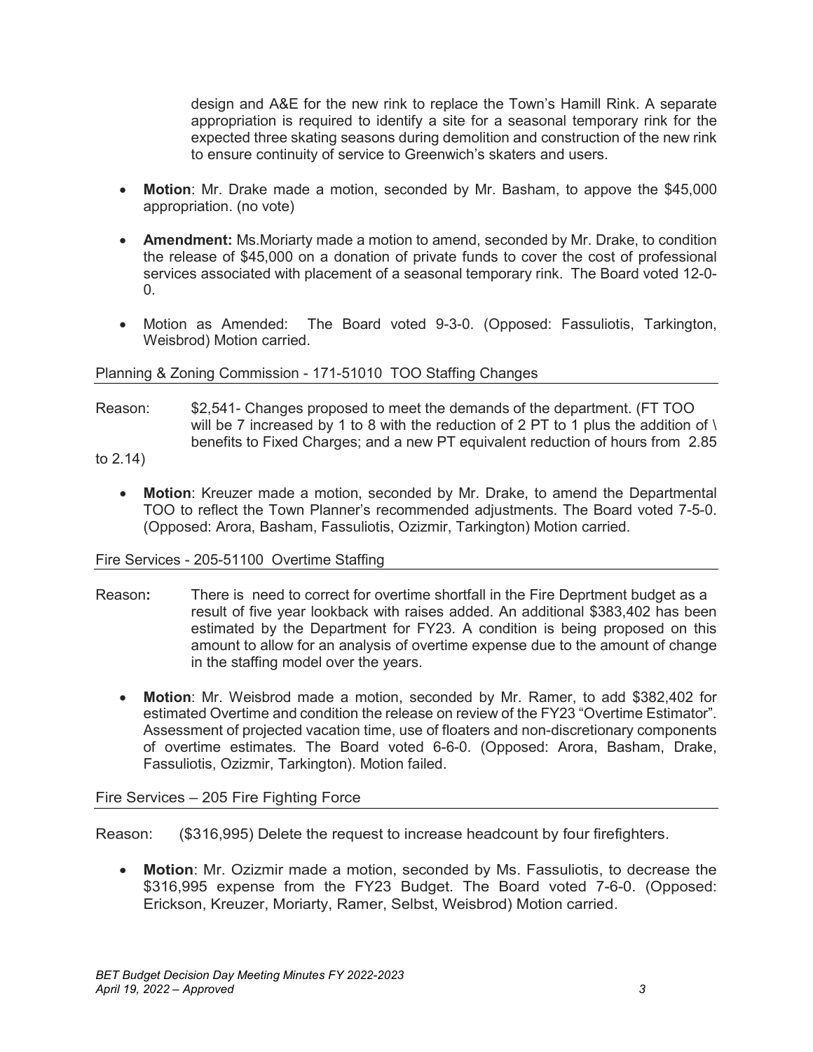design and A&E for the new rink to replace the Town's Hamill Rink. A separate appropriation is required to identify a site for a seasonal temporary rink for the expected three skating seasons during demolition and construction of the new rink to ensure continuity of service to Greenwich's skaters and users.

- **Motion**: Mr. Drake made a motion, seconded by Mr. Basham, to appove the $45,000 appropriation. (no vote)

- **Amendment:** Ms.Moriarty made a motion to amend, seconded by Mr. Drake, to condition the release of $45,000 on a donation of private funds to cover the cost of professional services associated with placement of a seasonal temporary rink. The Board voted 12-0-0.

- Motion as Amended: The Board voted 9-3-0. (Opposed: Fassuliotis, Tarkington, Weisbrod) Motion carried.

Planning & Zoning Commission - 171-51010 TOO Staffing Changes

Reason: $2,541- Changes proposed to meet the demands of the department. (FT TOO will be 7 increased by 1 to 8 with the reduction of 2 PT to 1 plus the addition of \ benefits to Fixed Charges; and a new PT equivalent reduction of hours from 2.85 to 2.14)

- **Motion**: Kreuzer made a motion, seconded by Mr. Drake, to amend the Departmental TOO to reflect the Town Planner's recommended adjustments. The Board voted 7-5-0. (Opposed: Arora, Basham, Fassuliotis, Ozizmir, Tarkington) Motion carried.

Fire Services - 205-51100 Overtime Staffing

Reason**:** There is need to correct for overtime shortfall in the Fire Deprtment budget as a result of five year lookback with raises added. An additional $383,402 has been estimated by the Department for FY23. A condition is being proposed on this amount to allow for an analysis of overtime expense due to the amount of change in the staffing model over the years.

- **Motion**: Mr. Weisbrod made a motion, seconded by Mr. Ramer, to add $382,402 for estimated Overtime and condition the release on review of the FY23 "Overtime Estimator". Assessment of projected vacation time, use of floaters and non-discretionary components of overtime estimates. The Board voted 6-6-0. (Opposed: Arora, Basham, Drake, Fassuliotis, Ozizmir, Tarkington). Motion failed.

Fire Services – 205 Fire Fighting Force

Reason: ($316,995) Delete the request to increase headcount by four firefighters.

- **Motion**: Mr. Ozizmir made a motion, seconded by Ms. Fassuliotis, to decrease the $316,995 expense from the FY23 Budget. The Board voted 7-6-0. (Opposed: Erickson, Kreuzer, Moriarty, Ramer, Selbst, Weisbrod) Motion carried.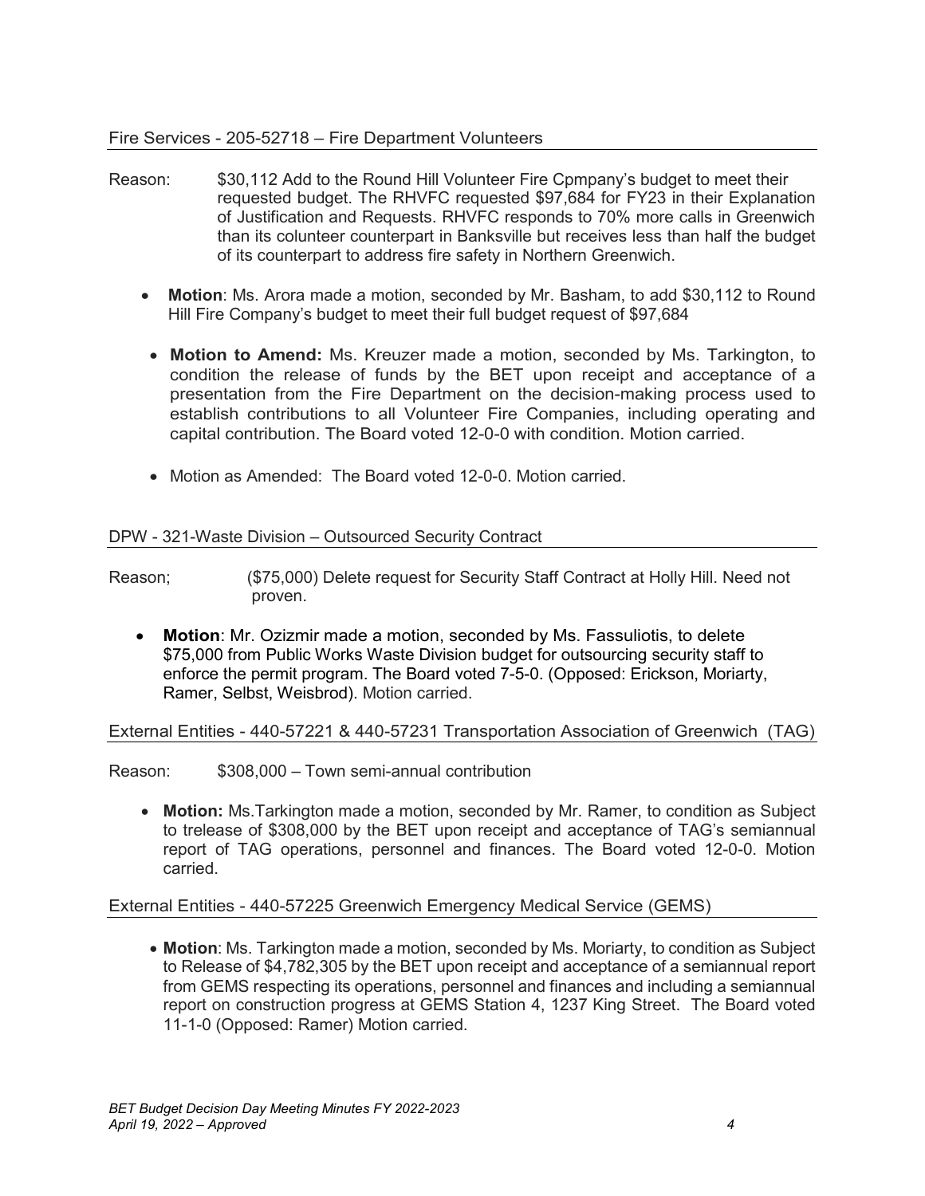## Fire Services - 205-52718 – Fire Department Volunteers

Reason: $30,112 Add to the Round Hill Volunteer Fire Cpmpany's budget to meet their requested budget. The RHVFC requested $97,684 for FY23 in their Explanation of Justification and Requests. RHVFC responds to 70% more calls in Greenwich than its colunteer counterpart in Banksville but receives less than half the budget of its counterpart to address fire safety in Northern Greenwich.

- **Motion**: Ms. Arora made a motion, seconded by Mr. Basham, to add $30,112 to Round Hill Fire Company's budget to meet their full budget request of $97,684
  - **Motion to Amend:** Ms. Kreuzer made a motion, seconded by Ms. Tarkington, to condition the release of funds by the BET upon receipt and acceptance of a presentation from the Fire Department on the decision-making process used to establish contributions to all Volunteer Fire Companies, including operating and capital contribution. The Board voted 12-0-0 with condition. Motion carried.
  - Motion as Amended: The Board voted 12-0-0. Motion carried.

## DPW - 321-Waste Division – Outsourced Security Contract

Reason; ($75,000) Delete request for Security Staff Contract at Holly Hill. Need not proven.

- **Motion**: Mr. Ozizmir made a motion, seconded by Ms. Fassuliotis, to delete $75,000 from Public Works Waste Division budget for outsourcing security staff to enforce the permit program. The Board voted 7-5-0. (Opposed: Erickson, Moriarty, Ramer, Selbst, Weisbrod). Motion carried.

## External Entities - 440-57221 & 440-57231 Transportation Association of Greenwich (TAG)

Reason: $308,000 – Town semi-annual contribution

- **Motion:** Ms.Tarkington made a motion, seconded by Mr. Ramer, to condition as Subject to trelease of $308,000 by the BET upon receipt and acceptance of TAG's semiannual report of TAG operations, personnel and finances. The Board voted 12-0-0. Motion carried.

## External Entities - 440-57225 Greenwich Emergency Medical Service (GEMS)

- **Motion**: Ms. Tarkington made a motion, seconded by Ms. Moriarty, to condition as Subject to Release of $4,782,305 by the BET upon receipt and acceptance of a semiannual report from GEMS respecting its operations, personnel and finances and including a semiannual report on construction progress at GEMS Station 4, 1237 King Street. The Board voted 11-1-0 (Opposed: Ramer) Motion carried.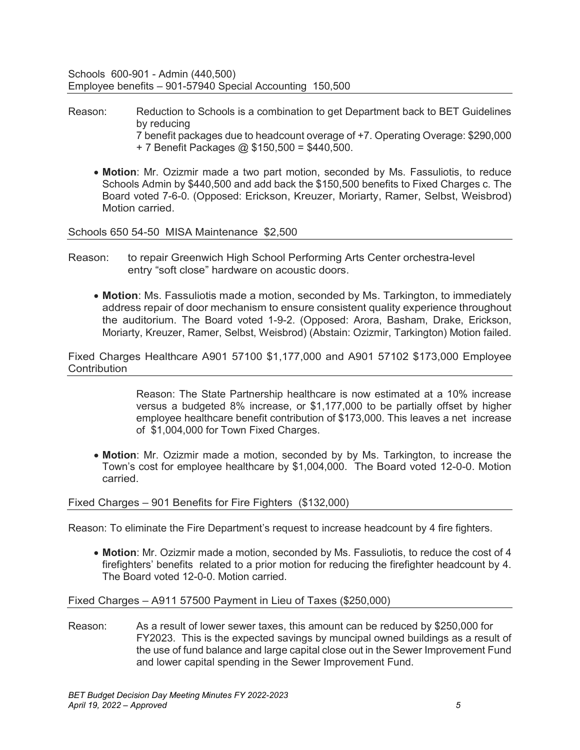Schools 600-901 - Admin (440,500)
Employee benefits – 901-57940 Special Accounting 150,500

Reason: Reduction to Schools is a combination to get Department back to BET Guidelines by reducing
7 benefit packages due to headcount overage of +7. Operating Overage: $290,000 + 7 Benefit Packages @ $150,500 = $440,500.

- **Motion**: Mr. Ozizmir made a two part motion, seconded by Ms. Fassuliotis, to reduce Schools Admin by $440,500 and add back the $150,500 benefits to Fixed Charges c. The Board voted 7-6-0. (Opposed: Erickson, Kreuzer, Moriarty, Ramer, Selbst, Weisbrod) Motion carried.

Schools 650 54-50 MISA Maintenance $2,500

Reason: to repair Greenwich High School Performing Arts Center orchestra-level entry "soft close" hardware on acoustic doors.

- **Motion**: Ms. Fassuliotis made a motion, seconded by Ms. Tarkington, to immediately address repair of door mechanism to ensure consistent quality experience throughout the auditorium. The Board voted 1-9-2. (Opposed: Arora, Basham, Drake, Erickson, Moriarty, Kreuzer, Ramer, Selbst, Weisbrod) (Abstain: Ozizmir, Tarkington) Motion failed.

Fixed Charges Healthcare A901 57100 $1,177,000 and A901 57102 $173,000 Employee Contribution

Reason: The State Partnership healthcare is now estimated at a 10% increase versus a budgeted 8% increase, or $1,177,000 to be partially offset by higher employee healthcare benefit contribution of $173,000. This leaves a net increase of $1,004,000 for Town Fixed Charges.

- **Motion**: Mr. Ozizmir made a motion, seconded by by Ms. Tarkington, to increase the Town's cost for employee healthcare by $1,004,000. The Board voted 12-0-0. Motion carried.

Fixed Charges – 901 Benefits for Fire Fighters ($132,000)

Reason: To eliminate the Fire Department's request to increase headcount by 4 fire fighters.

- **Motion**: Mr. Ozizmir made a motion, seconded by Ms. Fassuliotis, to reduce the cost of 4 firefighters' benefits related to a prior motion for reducing the firefighter headcount by 4. The Board voted 12-0-0. Motion carried.

Fixed Charges – A911 57500 Payment in Lieu of Taxes ($250,000)

Reason: As a result of lower sewer taxes, this amount can be reduced by $250,000 for FY2023. This is the expected savings by muncipal owned buildings as a result of the use of fund balance and large capital close out in the Sewer Improvement Fund and lower capital spending in the Sewer Improvement Fund.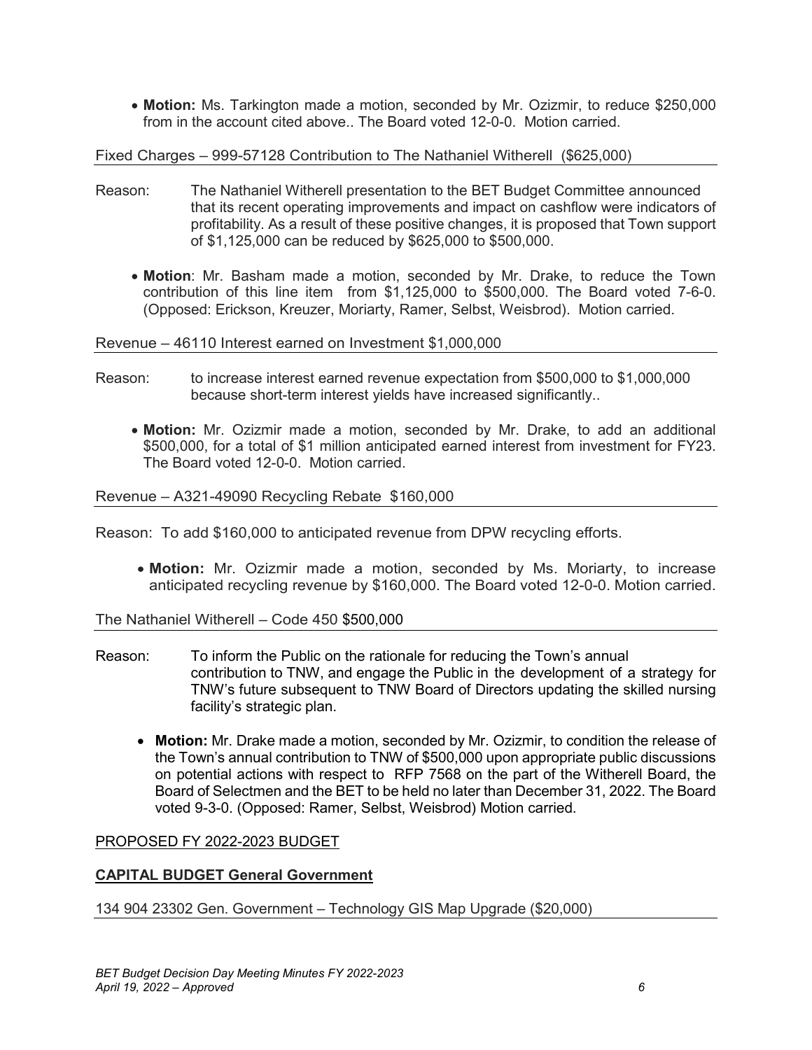- **Motion:** Ms. Tarkington made a motion, seconded by Mr. Ozizmir, to reduce $250,000 from in the account cited above.. The Board voted 12-0-0. Motion carried.

Fixed Charges – 999-57128 Contribution to The Nathaniel Witherell ($625,000)

Reason: The Nathaniel Witherell presentation to the BET Budget Committee announced that its recent operating improvements and impact on cashflow were indicators of profitability. As a result of these positive changes, it is proposed that Town support of $1,125,000 can be reduced by $625,000 to $500,000.

- **Motion**: Mr. Basham made a motion, seconded by Mr. Drake, to reduce the Town contribution of this line item from $1,125,000 to $500,000. The Board voted 7-6-0. (Opposed: Erickson, Kreuzer, Moriarty, Ramer, Selbst, Weisbrod). Motion carried.

Revenue – 46110 Interest earned on Investment $1,000,000

Reason: to increase interest earned revenue expectation from $500,000 to $1,000,000 because short-term interest yields have increased significantly..

- **Motion:** Mr. Ozizmir made a motion, seconded by Mr. Drake, to add an additional $500,000, for a total of $1 million anticipated earned interest from investment for FY23. The Board voted 12-0-0. Motion carried.

Revenue – A321-49090 Recycling Rebate $160,000

Reason: To add $160,000 to anticipated revenue from DPW recycling efforts.

- **Motion:** Mr. Ozizmir made a motion, seconded by Ms. Moriarty, to increase anticipated recycling revenue by $160,000. The Board voted 12-0-0. Motion carried.

The Nathaniel Witherell – Code 450 $500,000

Reason: To inform the Public on the rationale for reducing the Town's annual contribution to TNW, and engage the Public in the development of a strategy for TNW's future subsequent to TNW Board of Directors updating the skilled nursing facility's strategic plan.

- **Motion:** Mr. Drake made a motion, seconded by Mr. Ozizmir, to condition the release of the Town's annual contribution to TNW of $500,000 upon appropriate public discussions on potential actions with respect to RFP 7568 on the part of the Witherell Board, the Board of Selectmen and the BET to be held no later than December 31, 2022. The Board voted 9-3-0. (Opposed: Ramer, Selbst, Weisbrod) Motion carried.

PROPOSED FY 2022-2023 BUDGET

**CAPITAL BUDGET General Government**

134 904 23302 Gen. Government – Technology GIS Map Upgrade ($20,000)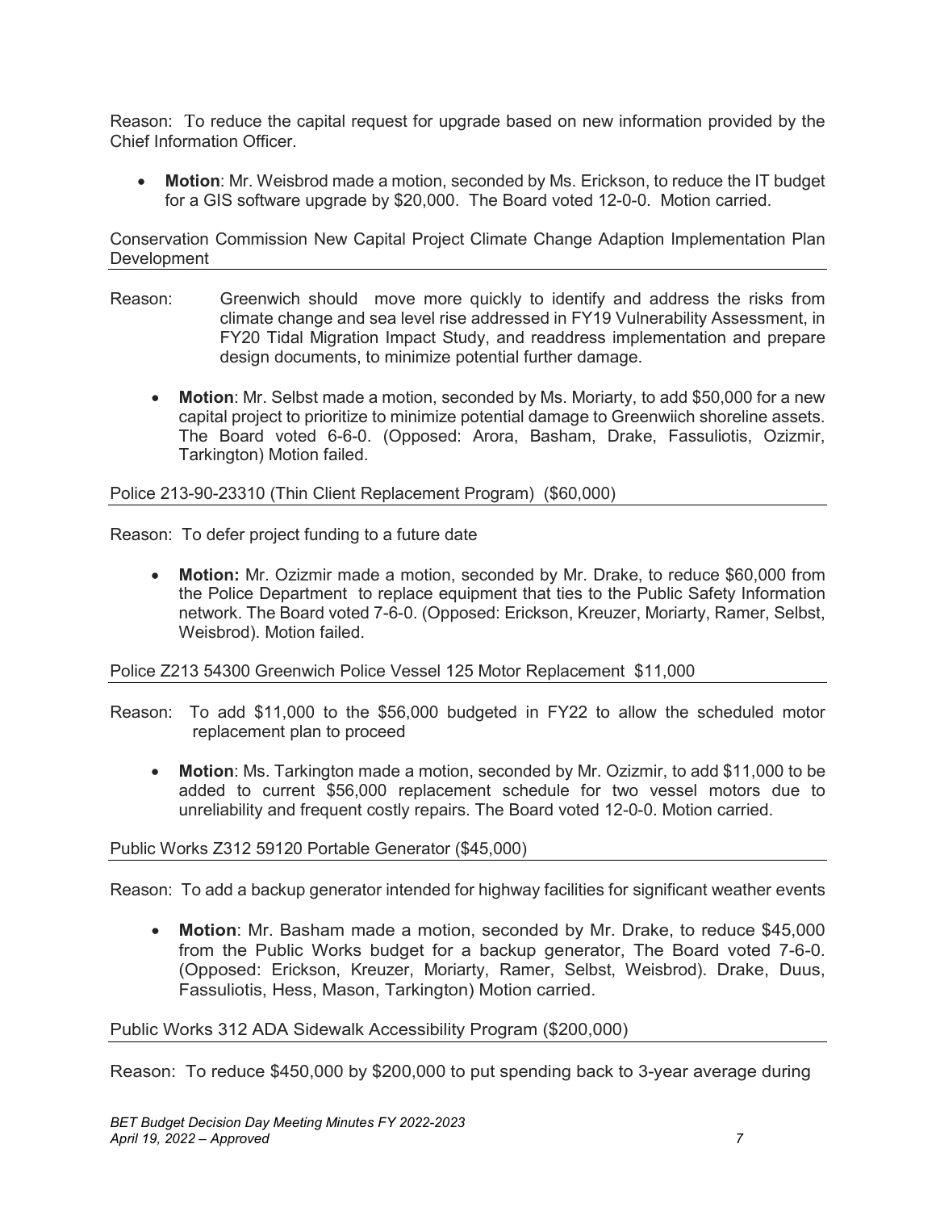Reason: To reduce the capital request for upgrade based on new information provided by the Chief Information Officer.

- **Motion**: Mr. Weisbrod made a motion, seconded by Ms. Erickson, to reduce the IT budget for a GIS software upgrade by $20,000. The Board voted 12-0-0. Motion carried.

Conservation Commission New Capital Project Climate Change Adaption Implementation Plan Development

Reason: Greenwich should move more quickly to identify and address the risks from climate change and sea level rise addressed in FY19 Vulnerability Assessment, in FY20 Tidal Migration Impact Study, and readdress implementation and prepare design documents, to minimize potential further damage.

- **Motion**: Mr. Selbst made a motion, seconded by Ms. Moriarty, to add $50,000 for a new capital project to prioritize to minimize potential damage to Greenwiich shoreline assets. The Board voted 6-6-0. (Opposed: Arora, Basham, Drake, Fassuliotis, Ozizmir, Tarkington) Motion failed.

Police 213-90-23310 (Thin Client Replacement Program) ($60,000)

Reason: To defer project funding to a future date

- **Motion:** Mr. Ozizmir made a motion, seconded by Mr. Drake, to reduce $60,000 from the Police Department to replace equipment that ties to the Public Safety Information network. The Board voted 7-6-0. (Opposed: Erickson, Kreuzer, Moriarty, Ramer, Selbst, Weisbrod). Motion failed.

Police Z213 54300 Greenwich Police Vessel 125 Motor Replacement $11,000

Reason: To add $11,000 to the $56,000 budgeted in FY22 to allow the scheduled motor replacement plan to proceed

- **Motion**: Ms. Tarkington made a motion, seconded by Mr. Ozizmir, to add $11,000 to be added to current $56,000 replacement schedule for two vessel motors due to unreliability and frequent costly repairs. The Board voted 12-0-0. Motion carried.

Public Works Z312 59120 Portable Generator ($45,000)

Reason: To add a backup generator intended for highway facilities for significant weather events

- **Motion**: Mr. Basham made a motion, seconded by Mr. Drake, to reduce $45,000 from the Public Works budget for a backup generator, The Board voted 7-6-0. (Opposed: Erickson, Kreuzer, Moriarty, Ramer, Selbst, Weisbrod). Drake, Duus, Fassuliotis, Hess, Mason, Tarkington) Motion carried.

Public Works 312 ADA Sidewalk Accessibility Program ($200,000)

Reason: To reduce $450,000 by $200,000 to put spending back to 3-year average during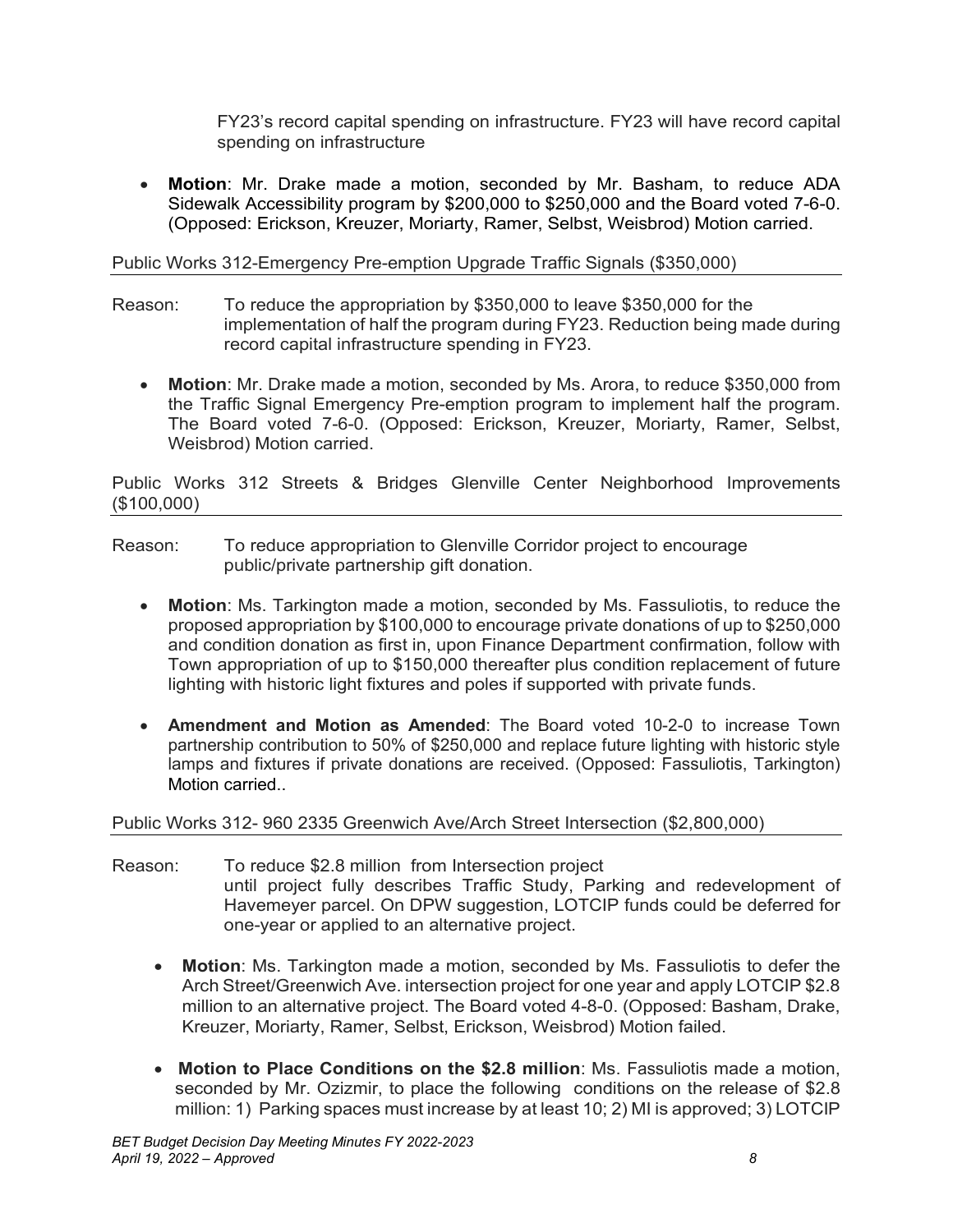FY23's record capital spending on infrastructure. FY23 will have record capital spending on infrastructure

- **Motion**: Mr. Drake made a motion, seconded by Mr. Basham, to reduce ADA Sidewalk Accessibility program by $200,000 to $250,000 and the Board voted 7-6-0. (Opposed: Erickson, Kreuzer, Moriarty, Ramer, Selbst, Weisbrod) Motion carried.

Public Works 312-Emergency Pre-emption Upgrade Traffic Signals ($350,000)

Reason: To reduce the appropriation by $350,000 to leave $350,000 for the implementation of half the program during FY23. Reduction being made during record capital infrastructure spending in FY23.

- **Motion**: Mr. Drake made a motion, seconded by Ms. Arora, to reduce $350,000 from the Traffic Signal Emergency Pre-emption program to implement half the program. The Board voted 7-6-0. (Opposed: Erickson, Kreuzer, Moriarty, Ramer, Selbst, Weisbrod) Motion carried.

Public Works 312 Streets & Bridges Glenville Center Neighborhood Improvements ($100,000)

Reason: To reduce appropriation to Glenville Corridor project to encourage public/private partnership gift donation.

- **Motion**: Ms. Tarkington made a motion, seconded by Ms. Fassuliotis, to reduce the proposed appropriation by $100,000 to encourage private donations of up to $250,000 and condition donation as first in, upon Finance Department confirmation, follow with Town appropriation of up to $150,000 thereafter plus condition replacement of future lighting with historic light fixtures and poles if supported with private funds.

- **Amendment and Motion as Amended**: The Board voted 10-2-0 to increase Town partnership contribution to 50% of $250,000 and replace future lighting with historic style lamps and fixtures if private donations are received. (Opposed: Fassuliotis, Tarkington) Motion carried..

Public Works 312- 960 2335 Greenwich Ave/Arch Street Intersection ($2,800,000)

Reason: To reduce $2.8 million from Intersection project until project fully describes Traffic Study, Parking and redevelopment of Havemeyer parcel. On DPW suggestion, LOTCIP funds could be deferred for one-year or applied to an alternative project.

- **Motion**: Ms. Tarkington made a motion, seconded by Ms. Fassuliotis to defer the Arch Street/Greenwich Ave. intersection project for one year and apply LOTCIP $2.8 million to an alternative project. The Board voted 4-8-0. (Opposed: Basham, Drake, Kreuzer, Moriarty, Ramer, Selbst, Erickson, Weisbrod) Motion failed.

- **Motion to Place Conditions on the $2.8 million**: Ms. Fassuliotis made a motion, seconded by Mr. Ozizmir, to place the following conditions on the release of $2.8 million: 1) Parking spaces must increase by at least 10; 2) MI is approved; 3) LOTCIP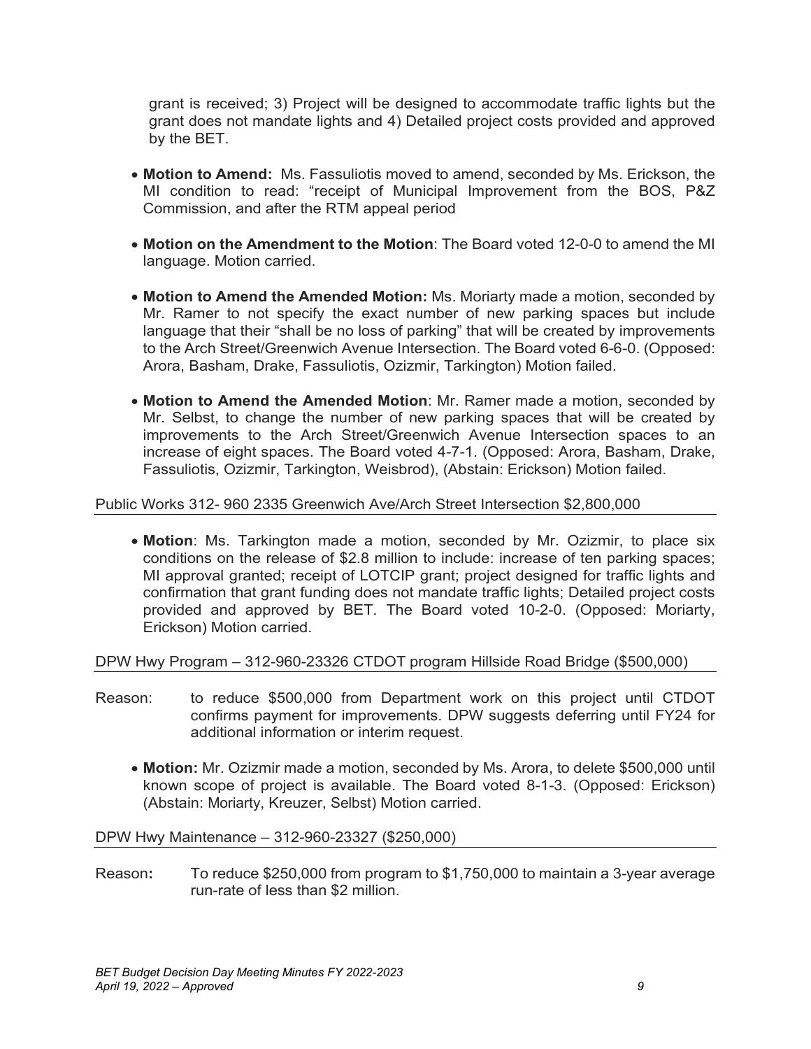grant is received; 3) Project will be designed to accommodate traffic lights but the grant does not mandate lights and 4) Detailed project costs provided and approved by the BET.

- **Motion to Amend:** Ms. Fassuliotis moved to amend, seconded by Ms. Erickson, the MI condition to read: "receipt of Municipal Improvement from the BOS, P&Z Commission, and after the RTM appeal period

- **Motion on the Amendment to the Motion**: The Board voted 12-0-0 to amend the MI language. Motion carried.

- **Motion to Amend the Amended Motion:** Ms. Moriarty made a motion, seconded by Mr. Ramer to not specify the exact number of new parking spaces but include language that their "shall be no loss of parking" that will be created by improvements to the Arch Street/Greenwich Avenue Intersection. The Board voted 6-6-0. (Opposed: Arora, Basham, Drake, Fassuliotis, Ozizmir, Tarkington) Motion failed.

- **Motion to Amend the Amended Motion**: Mr. Ramer made a motion, seconded by Mr. Selbst, to change the number of new parking spaces that will be created by improvements to the Arch Street/Greenwich Avenue Intersection spaces to an increase of eight spaces. The Board voted 4-7-1. (Opposed: Arora, Basham, Drake, Fassuliotis, Ozizmir, Tarkington, Weisbrod), (Abstain: Erickson) Motion failed.

Public Works 312- 960 2335 Greenwich Ave/Arch Street Intersection $2,800,000

- **Motion**: Ms. Tarkington made a motion, seconded by Mr. Ozizmir, to place six conditions on the release of $2.8 million to include: increase of ten parking spaces; MI approval granted; receipt of LOTCIP grant; project designed for traffic lights and confirmation that grant funding does not mandate traffic lights; Detailed project costs provided and approved by BET. The Board voted 10-2-0. (Opposed: Moriarty, Erickson) Motion carried.

DPW Hwy Program – 312-960-23326 CTDOT program Hillside Road Bridge ($500,000)

Reason: to reduce $500,000 from Department work on this project until CTDOT confirms payment for improvements. DPW suggests deferring until FY24 for additional information or interim request.

- **Motion:** Mr. Ozizmir made a motion, seconded by Ms. Arora, to delete $500,000 until known scope of project is available. The Board voted 8-1-3. (Opposed: Erickson) (Abstain: Moriarty, Kreuzer, Selbst) Motion carried.

DPW Hwy Maintenance – 312-960-23327 ($250,000)

Reason**:** To reduce $250,000 from program to $1,750,000 to maintain a 3-year average run-rate of less than $2 million.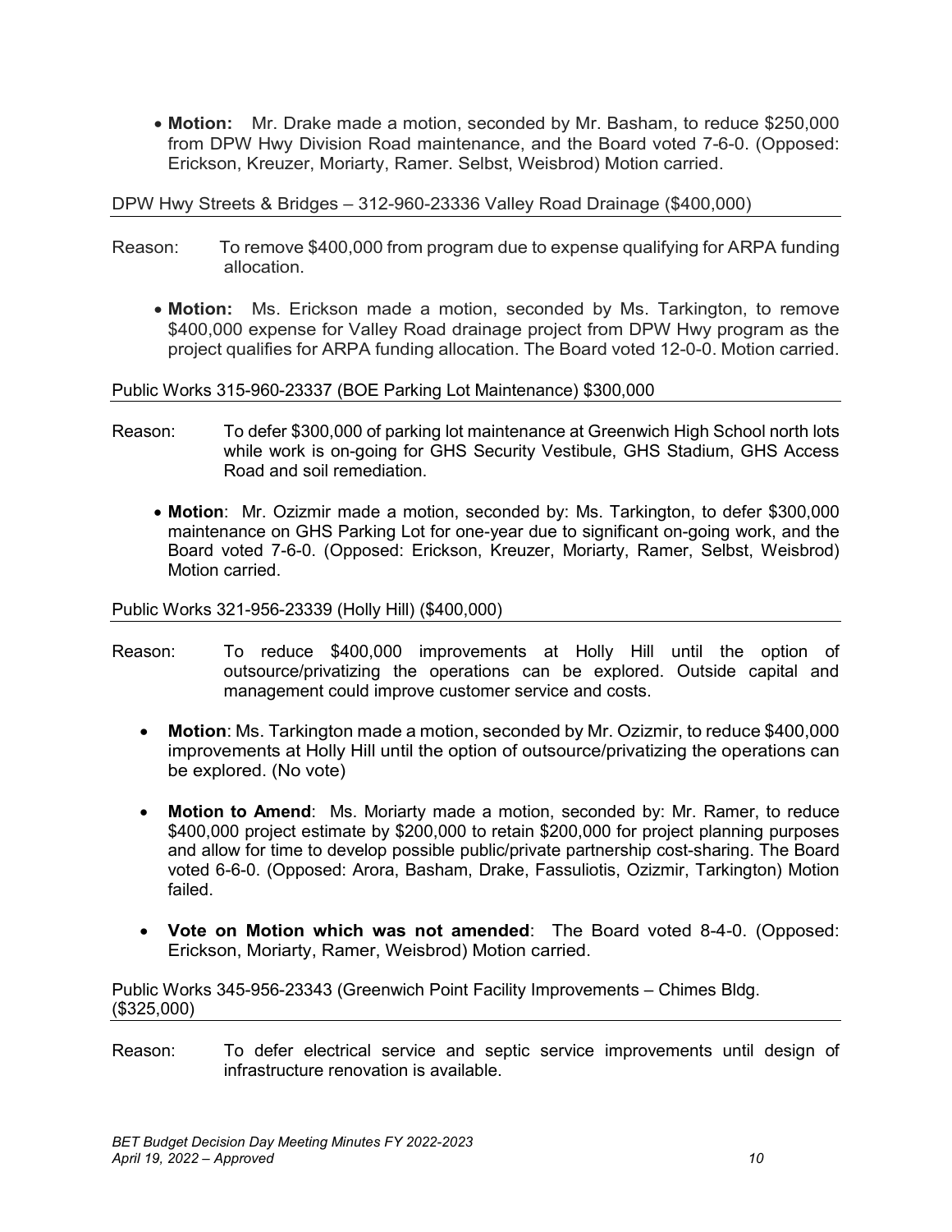- **Motion:** Mr. Drake made a motion, seconded by Mr. Basham, to reduce $250,000 from DPW Hwy Division Road maintenance, and the Board voted 7-6-0. (Opposed: Erickson, Kreuzer, Moriarty, Ramer. Selbst, Weisbrod) Motion carried.

DPW Hwy Streets & Bridges – 312-960-23336 Valley Road Drainage ($400,000)

Reason: To remove $400,000 from program due to expense qualifying for ARPA funding allocation.

- **Motion:** Ms. Erickson made a motion, seconded by Ms. Tarkington, to remove $400,000 expense for Valley Road drainage project from DPW Hwy program as the project qualifies for ARPA funding allocation. The Board voted 12-0-0. Motion carried.

Public Works 315-960-23337 (BOE Parking Lot Maintenance) $300,000

Reason: To defer $300,000 of parking lot maintenance at Greenwich High School north lots while work is on-going for GHS Security Vestibule, GHS Stadium, GHS Access Road and soil remediation.

- **Motion**: Mr. Ozizmir made a motion, seconded by: Ms. Tarkington, to defer $300,000 maintenance on GHS Parking Lot for one-year due to significant on-going work, and the Board voted 7-6-0. (Opposed: Erickson, Kreuzer, Moriarty, Ramer, Selbst, Weisbrod) Motion carried.

Public Works 321-956-23339 (Holly Hill) ($400,000)

Reason: To reduce $400,000 improvements at Holly Hill until the option of outsource/privatizing the operations can be explored. Outside capital and management could improve customer service and costs.

- **Motion**: Ms. Tarkington made a motion, seconded by Mr. Ozizmir, to reduce $400,000 improvements at Holly Hill until the option of outsource/privatizing the operations can be explored. (No vote)

- **Motion to Amend**: Ms. Moriarty made a motion, seconded by: Mr. Ramer, to reduce $400,000 project estimate by $200,000 to retain $200,000 for project planning purposes and allow for time to develop possible public/private partnership cost-sharing. The Board voted 6-6-0. (Opposed: Arora, Basham, Drake, Fassuliotis, Ozizmir, Tarkington) Motion failed.

- **Vote on Motion which was not amended**: The Board voted 8-4-0. (Opposed: Erickson, Moriarty, Ramer, Weisbrod) Motion carried.

Public Works 345-956-23343 (Greenwich Point Facility Improvements – Chimes Bldg. ($325,000)

Reason: To defer electrical service and septic service improvements until design of infrastructure renovation is available.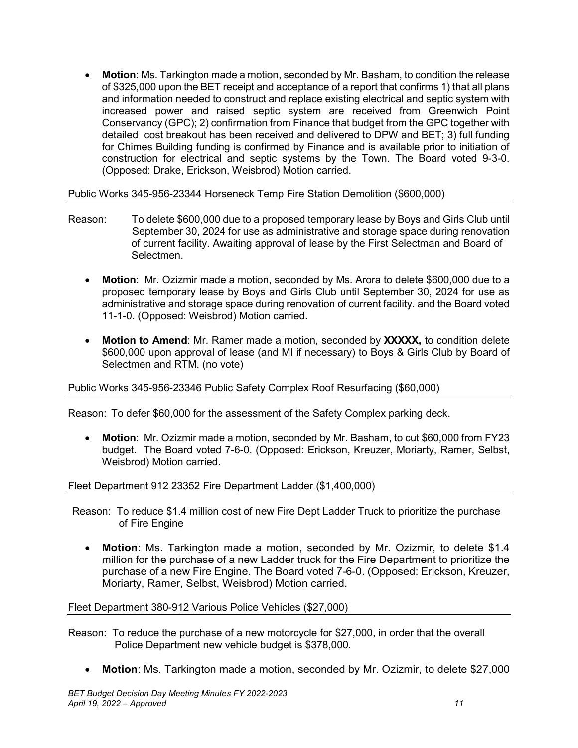- **Motion**: Ms. Tarkington made a motion, seconded by Mr. Basham, to condition the release of $325,000 upon the BET receipt and acceptance of a report that confirms 1) that all plans and information needed to construct and replace existing electrical and septic system with increased power and raised septic system are received from Greenwich Point Conservancy (GPC); 2) confirmation from Finance that budget from the GPC together with detailed cost breakout has been received and delivered to DPW and BET; 3) full funding for Chimes Building funding is confirmed by Finance and is available prior to initiation of construction for electrical and septic systems by the Town. The Board voted 9-3-0. (Opposed: Drake, Erickson, Weisbrod) Motion carried.

Public Works 345-956-23344 Horseneck Temp Fire Station Demolition ($600,000)

Reason: To delete $600,000 due to a proposed temporary lease by Boys and Girls Club until September 30, 2024 for use as administrative and storage space during renovation of current facility. Awaiting approval of lease by the First Selectman and Board of Selectmen.

- **Motion**: Mr. Ozizmir made a motion, seconded by Ms. Arora to delete $600,000 due to a proposed temporary lease by Boys and Girls Club until September 30, 2024 for use as administrative and storage space during renovation of current facility. and the Board voted 11-1-0. (Opposed: Weisbrod) Motion carried.
- **Motion to Amend**: Mr. Ramer made a motion, seconded by **XXXXX,** to condition delete $600,000 upon approval of lease (and MI if necessary) to Boys & Girls Club by Board of Selectmen and RTM. (no vote)

Public Works 345-956-23346 Public Safety Complex Roof Resurfacing ($60,000)

Reason: To defer $60,000 for the assessment of the Safety Complex parking deck.

- **Motion**: Mr. Ozizmir made a motion, seconded by Mr. Basham, to cut $60,000 from FY23 budget. The Board voted 7-6-0. (Opposed: Erickson, Kreuzer, Moriarty, Ramer, Selbst, Weisbrod) Motion carried.

Fleet Department 912 23352 Fire Department Ladder ($1,400,000)

Reason: To reduce $1.4 million cost of new Fire Dept Ladder Truck to prioritize the purchase of Fire Engine

- **Motion**: Ms. Tarkington made a motion, seconded by Mr. Ozizmir, to delete $1.4 million for the purchase of a new Ladder truck for the Fire Department to prioritize the purchase of a new Fire Engine. The Board voted 7-6-0. (Opposed: Erickson, Kreuzer, Moriarty, Ramer, Selbst, Weisbrod) Motion carried.

Fleet Department 380-912 Various Police Vehicles ($27,000)

Reason: To reduce the purchase of a new motorcycle for $27,000, in order that the overall Police Department new vehicle budget is $378,000.

- **Motion**: Ms. Tarkington made a motion, seconded by Mr. Ozizmir, to delete $27,000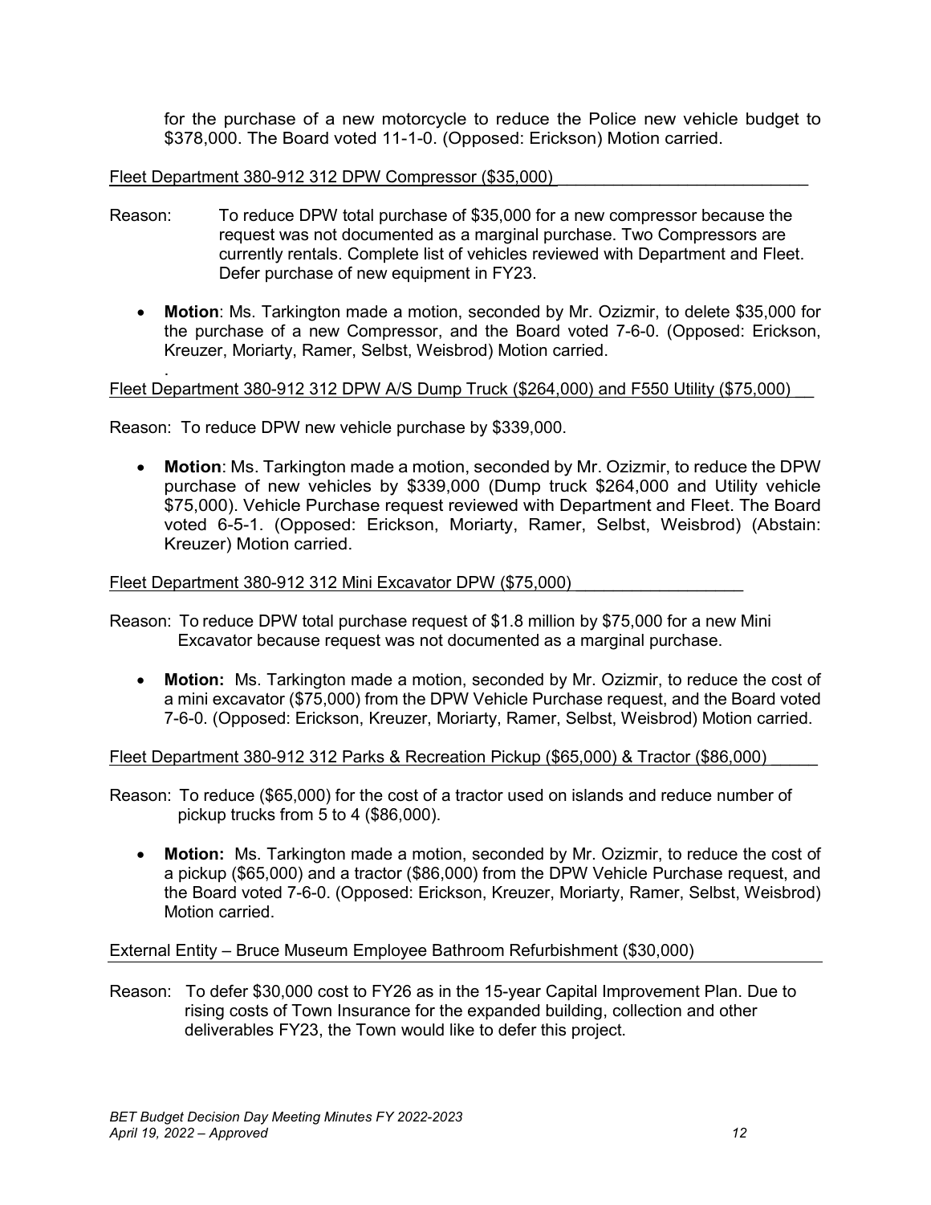for the purchase of a new motorcycle to reduce the Police new vehicle budget to $378,000. The Board voted 11-1-0. (Opposed: Erickson) Motion carried.

Fleet Department 380-912 312 DPW Compressor ($35,000)

Reason: To reduce DPW total purchase of $35,000 for a new compressor because the request was not documented as a marginal purchase. Two Compressors are currently rentals. Complete list of vehicles reviewed with Department and Fleet. Defer purchase of new equipment in FY23.

- **Motion**: Ms. Tarkington made a motion, seconded by Mr. Ozizmir, to delete $35,000 for the purchase of a new Compressor, and the Board voted 7-6-0. (Opposed: Erickson, Kreuzer, Moriarty, Ramer, Selbst, Weisbrod) Motion carried.

.

Fleet Department 380-912 312 DPW A/S Dump Truck ($264,000) and F550 Utility ($75,000)

Reason: To reduce DPW new vehicle purchase by $339,000.

- **Motion**: Ms. Tarkington made a motion, seconded by Mr. Ozizmir, to reduce the DPW purchase of new vehicles by $339,000 (Dump truck $264,000 and Utility vehicle $75,000). Vehicle Purchase request reviewed with Department and Fleet. The Board voted 6-5-1. (Opposed: Erickson, Moriarty, Ramer, Selbst, Weisbrod) (Abstain: Kreuzer) Motion carried.

Fleet Department 380-912 312 Mini Excavator DPW ($75,000)

Reason: To reduce DPW total purchase request of $1.8 million by $75,000 for a new Mini Excavator because request was not documented as a marginal purchase.

- **Motion:** Ms. Tarkington made a motion, seconded by Mr. Ozizmir, to reduce the cost of a mini excavator ($75,000) from the DPW Vehicle Purchase request, and the Board voted 7-6-0. (Opposed: Erickson, Kreuzer, Moriarty, Ramer, Selbst, Weisbrod) Motion carried.

Fleet Department 380-912 312 Parks & Recreation Pickup ($65,000) & Tractor ($86,000)

Reason: To reduce ($65,000) for the cost of a tractor used on islands and reduce number of pickup trucks from 5 to 4 ($86,000).

- **Motion:** Ms. Tarkington made a motion, seconded by Mr. Ozizmir, to reduce the cost of a pickup ($65,000) and a tractor ($86,000) from the DPW Vehicle Purchase request, and the Board voted 7-6-0. (Opposed: Erickson, Kreuzer, Moriarty, Ramer, Selbst, Weisbrod) Motion carried.

External Entity – Bruce Museum Employee Bathroom Refurbishment ($30,000)

Reason: To defer $30,000 cost to FY26 as in the 15-year Capital Improvement Plan. Due to rising costs of Town Insurance for the expanded building, collection and other deliverables FY23, the Town would like to defer this project.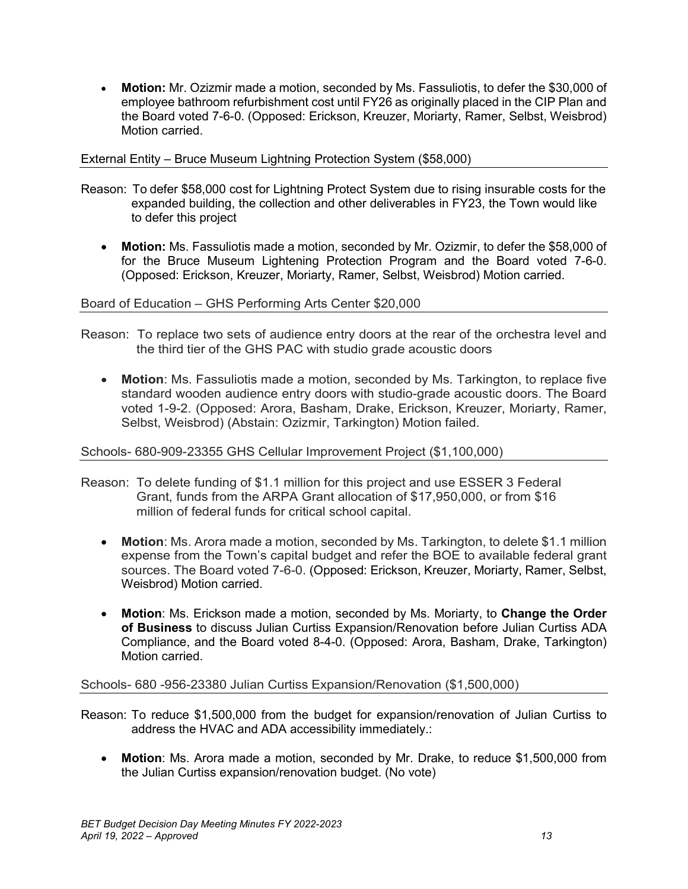- **Motion:** Mr. Ozizmir made a motion, seconded by Ms. Fassuliotis, to defer the $30,000 of employee bathroom refurbishment cost until FY26 as originally placed in the CIP Plan and the Board voted 7-6-0. (Opposed: Erickson, Kreuzer, Moriarty, Ramer, Selbst, Weisbrod) Motion carried.

External Entity – Bruce Museum Lightning Protection System ($58,000)

Reason: To defer $58,000 cost for Lightning Protect System due to rising insurable costs for the expanded building, the collection and other deliverables in FY23, the Town would like to defer this project

- **Motion:** Ms. Fassuliotis made a motion, seconded by Mr. Ozizmir, to defer the $58,000 of for the Bruce Museum Lightening Protection Program and the Board voted 7-6-0. (Opposed: Erickson, Kreuzer, Moriarty, Ramer, Selbst, Weisbrod) Motion carried.

Board of Education – GHS Performing Arts Center $20,000

Reason: To replace two sets of audience entry doors at the rear of the orchestra level and the third tier of the GHS PAC with studio grade acoustic doors

- **Motion**: Ms. Fassuliotis made a motion, seconded by Ms. Tarkington, to replace five standard wooden audience entry doors with studio-grade acoustic doors. The Board voted 1-9-2. (Opposed: Arora, Basham, Drake, Erickson, Kreuzer, Moriarty, Ramer, Selbst, Weisbrod) (Abstain: Ozizmir, Tarkington) Motion failed.

Schools- 680-909-23355 GHS Cellular Improvement Project ($1,100,000)

Reason: To delete funding of $1.1 million for this project and use ESSER 3 Federal Grant, funds from the ARPA Grant allocation of $17,950,000, or from $16 million of federal funds for critical school capital.

- **Motion**: Ms. Arora made a motion, seconded by Ms. Tarkington, to delete $1.1 million expense from the Town's capital budget and refer the BOE to available federal grant sources. The Board voted 7-6-0. (Opposed: Erickson, Kreuzer, Moriarty, Ramer, Selbst, Weisbrod) Motion carried.
- **Motion**: Ms. Erickson made a motion, seconded by Ms. Moriarty, to **Change the Order of Business** to discuss Julian Curtiss Expansion/Renovation before Julian Curtiss ADA Compliance, and the Board voted 8-4-0. (Opposed: Arora, Basham, Drake, Tarkington) Motion carried.

Schools- 680 -956-23380 Julian Curtiss Expansion/Renovation ($1,500,000)

Reason: To reduce $1,500,000 from the budget for expansion/renovation of Julian Curtiss to address the HVAC and ADA accessibility immediately.:

- **Motion**: Ms. Arora made a motion, seconded by Mr. Drake, to reduce $1,500,000 from the Julian Curtiss expansion/renovation budget. (No vote)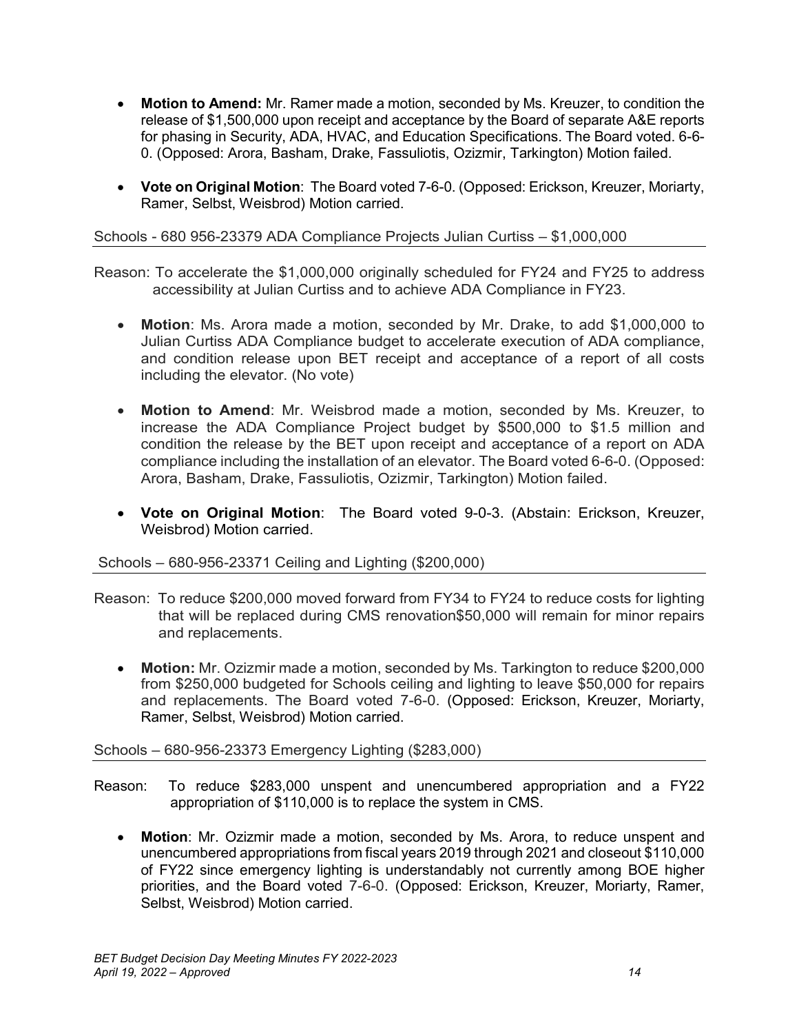- **Motion to Amend:** Mr. Ramer made a motion, seconded by Ms. Kreuzer, to condition the release of $1,500,000 upon receipt and acceptance by the Board of separate A&E reports for phasing in Security, ADA, HVAC, and Education Specifications. The Board voted. 6-6-0. (Opposed: Arora, Basham, Drake, Fassuliotis, Ozizmir, Tarkington) Motion failed.

- **Vote on Original Motion**: The Board voted 7-6-0. (Opposed: Erickson, Kreuzer, Moriarty, Ramer, Selbst, Weisbrod) Motion carried.

Schools - 680 956-23379 ADA Compliance Projects Julian Curtiss – $1,000,000

Reason: To accelerate the $1,000,000 originally scheduled for FY24 and FY25 to address accessibility at Julian Curtiss and to achieve ADA Compliance in FY23.

- **Motion**: Ms. Arora made a motion, seconded by Mr. Drake, to add $1,000,000 to Julian Curtiss ADA Compliance budget to accelerate execution of ADA compliance, and condition release upon BET receipt and acceptance of a report of all costs including the elevator. (No vote)

- **Motion to Amend**: Mr. Weisbrod made a motion, seconded by Ms. Kreuzer, to increase the ADA Compliance Project budget by $500,000 to $1.5 million and condition the release by the BET upon receipt and acceptance of a report on ADA compliance including the installation of an elevator. The Board voted 6-6-0. (Opposed: Arora, Basham, Drake, Fassuliotis, Ozizmir, Tarkington) Motion failed.

- **Vote on Original Motion**: The Board voted 9-0-3. (Abstain: Erickson, Kreuzer, Weisbrod) Motion carried.

Schools – 680-956-23371 Ceiling and Lighting ($200,000)

Reason: To reduce $200,000 moved forward from FY34 to FY24 to reduce costs for lighting that will be replaced during CMS renovation$50,000 will remain for minor repairs and replacements.

- **Motion:** Mr. Ozizmir made a motion, seconded by Ms. Tarkington to reduce $200,000 from $250,000 budgeted for Schools ceiling and lighting to leave $50,000 for repairs and replacements. The Board voted 7-6-0. (Opposed: Erickson, Kreuzer, Moriarty, Ramer, Selbst, Weisbrod) Motion carried.

Schools – 680-956-23373 Emergency Lighting ($283,000)

Reason: To reduce $283,000 unspent and unencumbered appropriation and a FY22 appropriation of $110,000 is to replace the system in CMS.

- **Motion**: Mr. Ozizmir made a motion, seconded by Ms. Arora, to reduce unspent and unencumbered appropriations from fiscal years 2019 through 2021 and closeout $110,000 of FY22 since emergency lighting is understandably not currently among BOE higher priorities, and the Board voted 7-6-0. (Opposed: Erickson, Kreuzer, Moriarty, Ramer, Selbst, Weisbrod) Motion carried.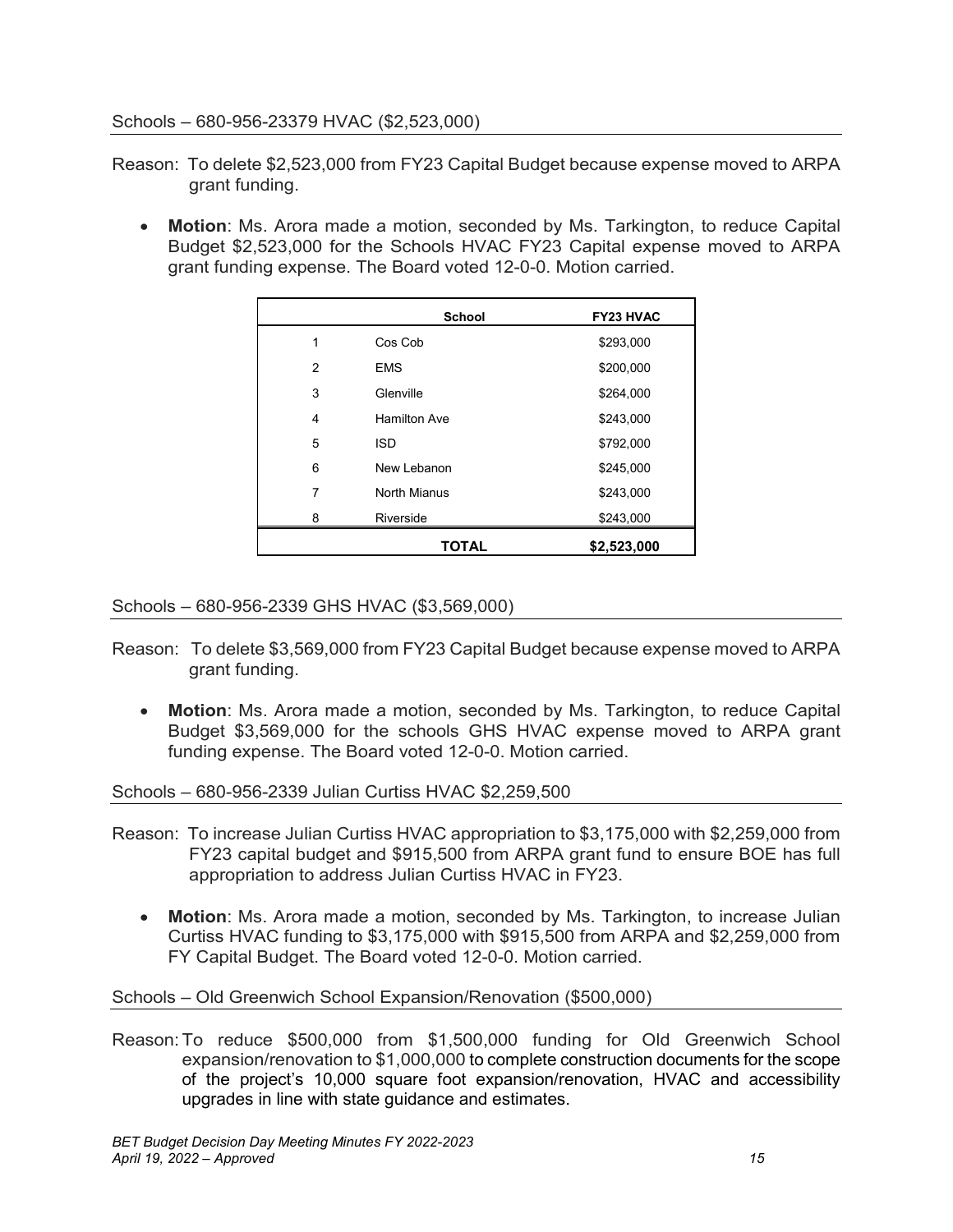Schools – 680-956-23379 HVAC ($2,523,000)

Reason: To delete $2,523,000 from FY23 Capital Budget because expense moved to ARPA grant funding.

- **Motion**: Ms. Arora made a motion, seconded by Ms. Tarkington, to reduce Capital Budget $2,523,000 for the Schools HVAC FY23 Capital expense moved to ARPA grant funding expense. The Board voted 12-0-0. Motion carried.

| | School | FY23 HVAC |
|---|---|---|
| 1 | Cos Cob | $293,000 |
| 2 | EMS | $200,000 |
| 3 | Glenville | $264,000 |
| 4 | Hamilton Ave | $243,000 |
| 5 | ISD | $792,000 |
| 6 | New Lebanon | $245,000 |
| 7 | North Mianus | $243,000 |
| 8 | Riverside | $243,000 |
| | **TOTAL** | **$2,523,000** |

Schools – 680-956-2339 GHS HVAC ($3,569,000)

Reason: To delete $3,569,000 from FY23 Capital Budget because expense moved to ARPA grant funding.

- **Motion**: Ms. Arora made a motion, seconded by Ms. Tarkington, to reduce Capital Budget $3,569,000 for the schools GHS HVAC expense moved to ARPA grant funding expense. The Board voted 12-0-0. Motion carried.

Schools – 680-956-2339 Julian Curtiss HVAC $2,259,500

Reason: To increase Julian Curtiss HVAC appropriation to $3,175,000 with $2,259,000 from FY23 capital budget and $915,500 from ARPA grant fund to ensure BOE has full appropriation to address Julian Curtiss HVAC in FY23.

- **Motion**: Ms. Arora made a motion, seconded by Ms. Tarkington, to increase Julian Curtiss HVAC funding to $3,175,000 with $915,500 from ARPA and $2,259,000 from FY Capital Budget. The Board voted 12-0-0. Motion carried.

Schools – Old Greenwich School Expansion/Renovation ($500,000)

Reason: To reduce $500,000 from $1,500,000 funding for Old Greenwich School expansion/renovation to $1,000,000 to complete construction documents for the scope of the project's 10,000 square foot expansion/renovation, HVAC and accessibility upgrades in line with state guidance and estimates.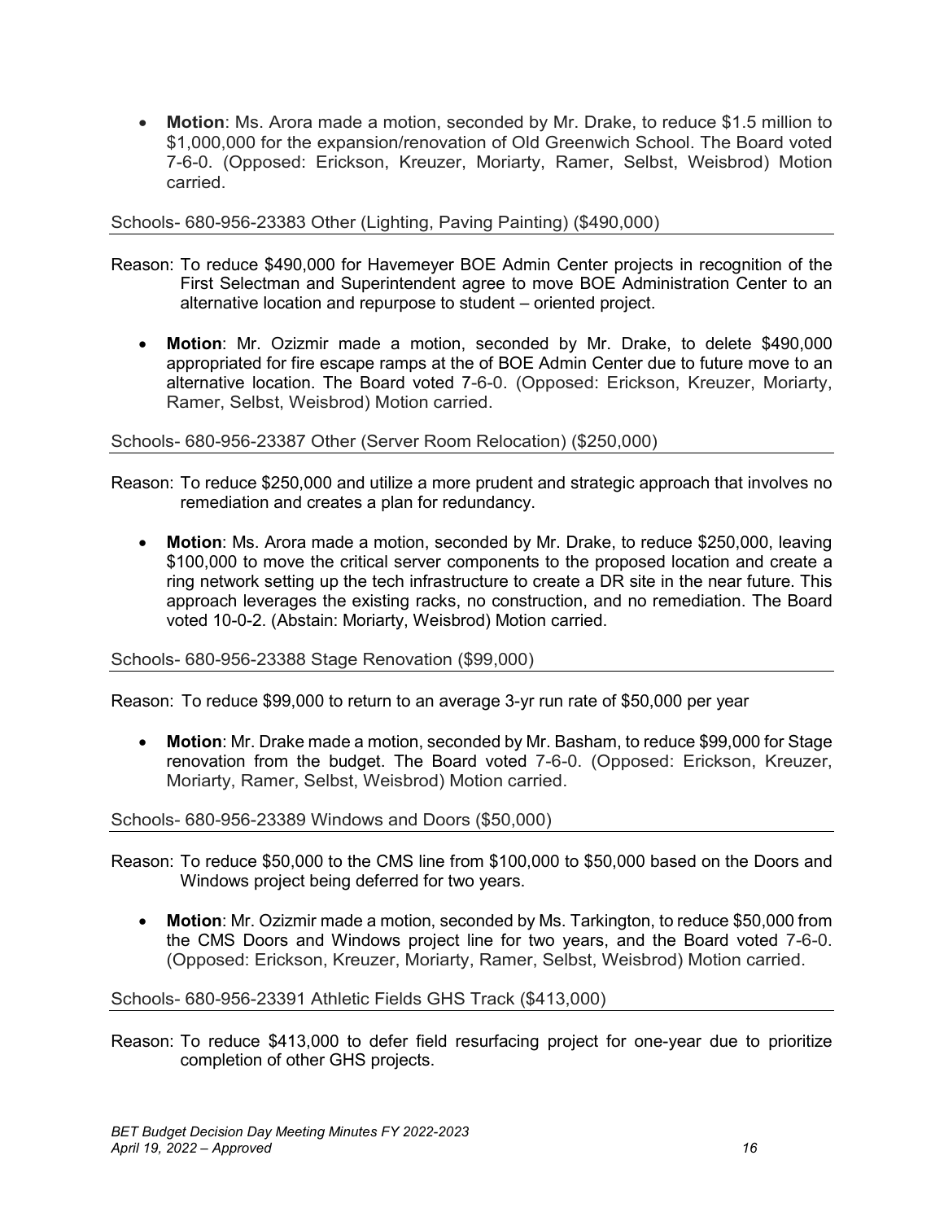- **Motion**: Ms. Arora made a motion, seconded by Mr. Drake, to reduce $1.5 million to $1,000,000 for the expansion/renovation of Old Greenwich School. The Board voted 7-6-0. (Opposed: Erickson, Kreuzer, Moriarty, Ramer, Selbst, Weisbrod) Motion carried.

Schools- 680-956-23383 Other (Lighting, Paving Painting) ($490,000)

Reason: To reduce $490,000 for Havemeyer BOE Admin Center projects in recognition of the First Selectman and Superintendent agree to move BOE Administration Center to an alternative location and repurpose to student – oriented project.

- **Motion**: Mr. Ozizmir made a motion, seconded by Mr. Drake, to delete $490,000 appropriated for fire escape ramps at the of BOE Admin Center due to future move to an alternative location. The Board voted 7-6-0. (Opposed: Erickson, Kreuzer, Moriarty, Ramer, Selbst, Weisbrod) Motion carried.

Schools- 680-956-23387 Other (Server Room Relocation) ($250,000)

Reason: To reduce $250,000 and utilize a more prudent and strategic approach that involves no remediation and creates a plan for redundancy.

- **Motion**: Ms. Arora made a motion, seconded by Mr. Drake, to reduce $250,000, leaving $100,000 to move the critical server components to the proposed location and create a ring network setting up the tech infrastructure to create a DR site in the near future. This approach leverages the existing racks, no construction, and no remediation. The Board voted 10-0-2. (Abstain: Moriarty, Weisbrod) Motion carried.

Schools- 680-956-23388 Stage Renovation ($99,000)

Reason: To reduce $99,000 to return to an average 3-yr run rate of $50,000 per year

- **Motion**: Mr. Drake made a motion, seconded by Mr. Basham, to reduce $99,000 for Stage renovation from the budget. The Board voted 7-6-0. (Opposed: Erickson, Kreuzer, Moriarty, Ramer, Selbst, Weisbrod) Motion carried.

Schools- 680-956-23389 Windows and Doors ($50,000)

Reason: To reduce $50,000 to the CMS line from $100,000 to $50,000 based on the Doors and Windows project being deferred for two years.

- **Motion**: Mr. Ozizmir made a motion, seconded by Ms. Tarkington, to reduce $50,000 from the CMS Doors and Windows project line for two years, and the Board voted 7-6-0. (Opposed: Erickson, Kreuzer, Moriarty, Ramer, Selbst, Weisbrod) Motion carried.

Schools- 680-956-23391 Athletic Fields GHS Track ($413,000)

Reason: To reduce $413,000 to defer field resurfacing project for one-year due to prioritize completion of other GHS projects.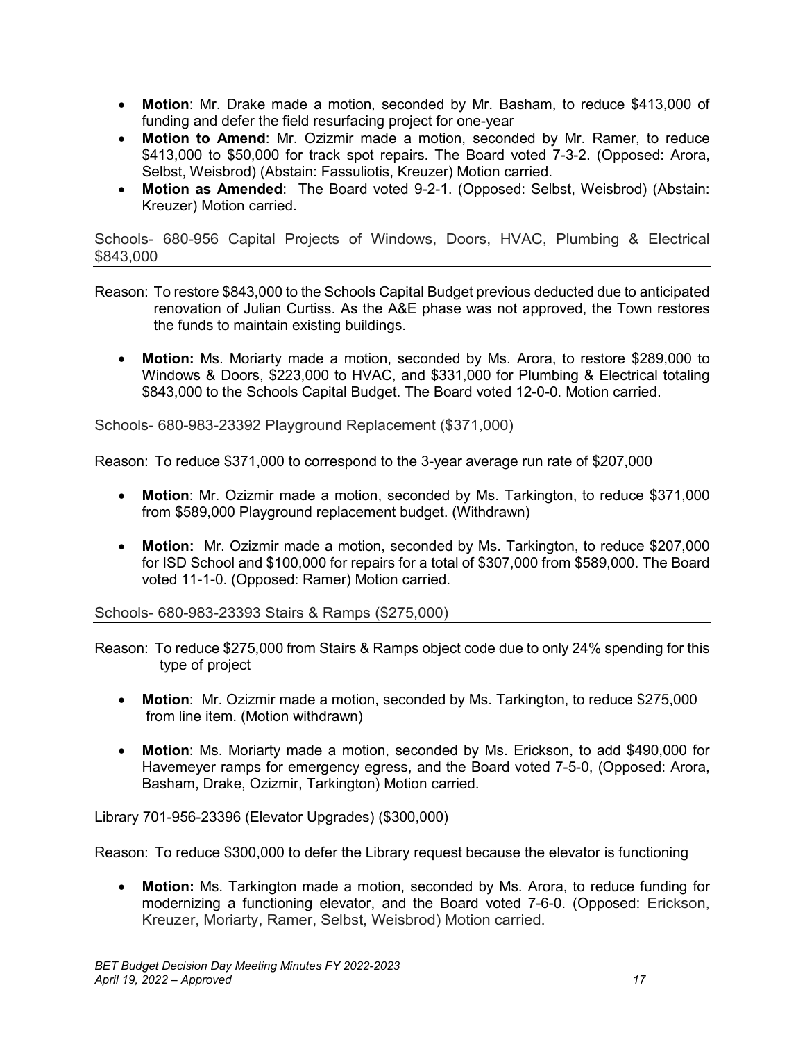- **Motion**: Mr. Drake made a motion, seconded by Mr. Basham, to reduce $413,000 of funding and defer the field resurfacing project for one-year
- **Motion to Amend**: Mr. Ozizmir made a motion, seconded by Mr. Ramer, to reduce $413,000 to $50,000 for track spot repairs. The Board voted 7-3-2. (Opposed: Arora, Selbst, Weisbrod) (Abstain: Fassuliotis, Kreuzer) Motion carried.
- **Motion as Amended**: The Board voted 9-2-1. (Opposed: Selbst, Weisbrod) (Abstain: Kreuzer) Motion carried.

### Schools- 680-956 Capital Projects of Windows, Doors, HVAC, Plumbing & Electrical $843,000

Reason: To restore $843,000 to the Schools Capital Budget previous deducted due to anticipated renovation of Julian Curtiss. As the A&E phase was not approved, the Town restores the funds to maintain existing buildings.

- **Motion:** Ms. Moriarty made a motion, seconded by Ms. Arora, to restore $289,000 to Windows & Doors, $223,000 to HVAC, and $331,000 for Plumbing & Electrical totaling $843,000 to the Schools Capital Budget. The Board voted 12-0-0. Motion carried.

### Schools- 680-983-23392 Playground Replacement ($371,000)

Reason: To reduce $371,000 to correspond to the 3-year average run rate of $207,000

- **Motion**: Mr. Ozizmir made a motion, seconded by Ms. Tarkington, to reduce $371,000 from $589,000 Playground replacement budget. (Withdrawn)
- **Motion:** Mr. Ozizmir made a motion, seconded by Ms. Tarkington, to reduce $207,000 for ISD School and $100,000 for repairs for a total of $307,000 from $589,000. The Board voted 11-1-0. (Opposed: Ramer) Motion carried.

### Schools- 680-983-23393 Stairs & Ramps ($275,000)

Reason: To reduce $275,000 from Stairs & Ramps object code due to only 24% spending for this type of project

- **Motion**: Mr. Ozizmir made a motion, seconded by Ms. Tarkington, to reduce $275,000 from line item. (Motion withdrawn)
- **Motion**: Ms. Moriarty made a motion, seconded by Ms. Erickson, to add $490,000 for Havemeyer ramps for emergency egress, and the Board voted 7-5-0, (Opposed: Arora, Basham, Drake, Ozizmir, Tarkington) Motion carried.

### Library 701-956-23396 (Elevator Upgrades) ($300,000)

Reason: To reduce $300,000 to defer the Library request because the elevator is functioning

- **Motion:** Ms. Tarkington made a motion, seconded by Ms. Arora, to reduce funding for modernizing a functioning elevator, and the Board voted 7-6-0. (Opposed: Erickson, Kreuzer, Moriarty, Ramer, Selbst, Weisbrod) Motion carried.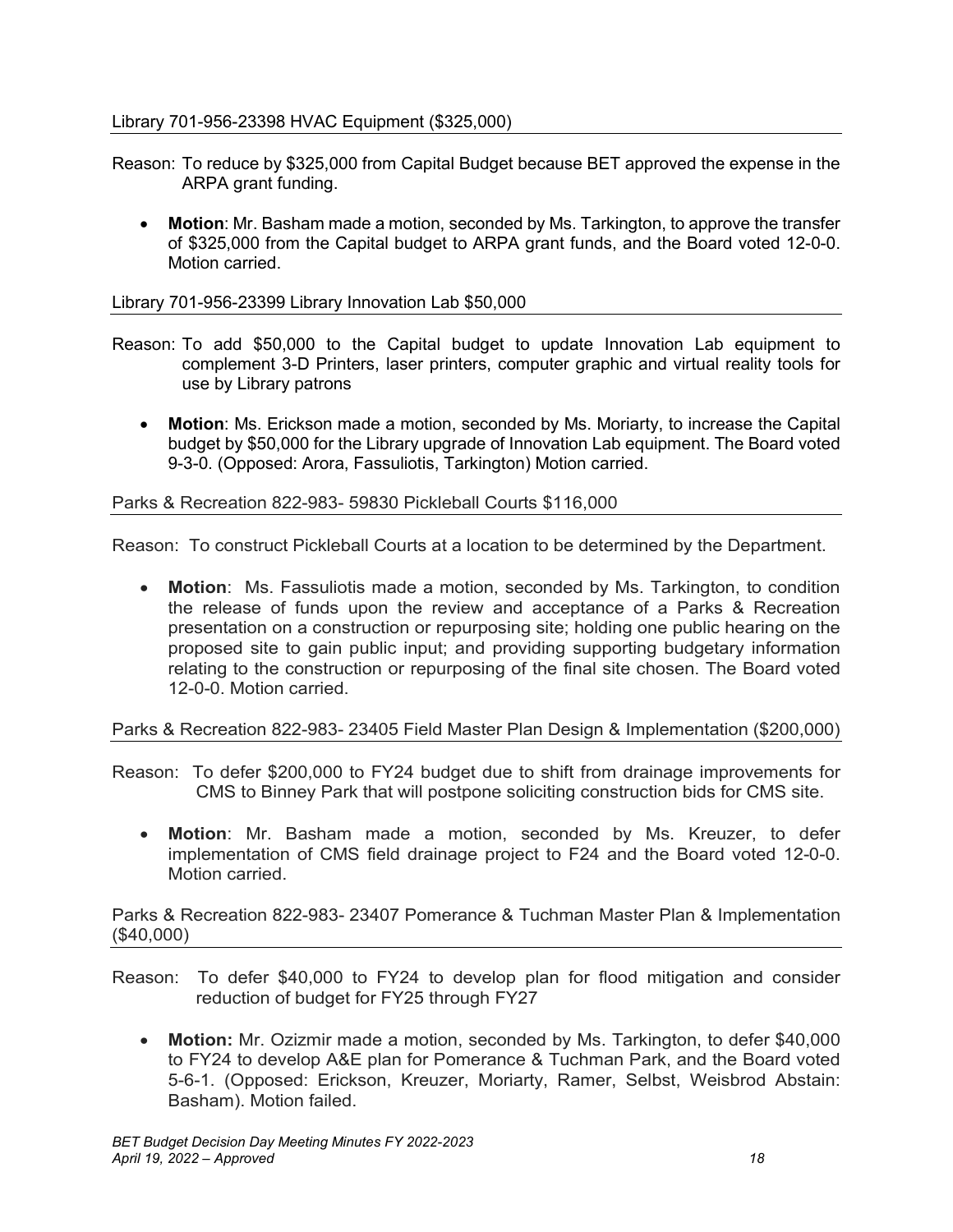Library 701-956-23398 HVAC Equipment ($325,000)

Reason: To reduce by $325,000 from Capital Budget because BET approved the expense in the ARPA grant funding.

- **Motion**: Mr. Basham made a motion, seconded by Ms. Tarkington, to approve the transfer of $325,000 from the Capital budget to ARPA grant funds, and the Board voted 12-0-0. Motion carried.

Library 701-956-23399 Library Innovation Lab $50,000

Reason: To add $50,000 to the Capital budget to update Innovation Lab equipment to complement 3-D Printers, laser printers, computer graphic and virtual reality tools for use by Library patrons

- **Motion**: Ms. Erickson made a motion, seconded by Ms. Moriarty, to increase the Capital budget by $50,000 for the Library upgrade of Innovation Lab equipment. The Board voted 9-3-0. (Opposed: Arora, Fassuliotis, Tarkington) Motion carried.

Parks & Recreation 822-983- 59830 Pickleball Courts $116,000

Reason: To construct Pickleball Courts at a location to be determined by the Department.

- **Motion**: Ms. Fassuliotis made a motion, seconded by Ms. Tarkington, to condition the release of funds upon the review and acceptance of a Parks & Recreation presentation on a construction or repurposing site; holding one public hearing on the proposed site to gain public input; and providing supporting budgetary information relating to the construction or repurposing of the final site chosen. The Board voted 12-0-0. Motion carried.

Parks & Recreation 822-983- 23405 Field Master Plan Design & Implementation ($200,000)

Reason: To defer $200,000 to FY24 budget due to shift from drainage improvements for CMS to Binney Park that will postpone soliciting construction bids for CMS site.

- **Motion**: Mr. Basham made a motion, seconded by Ms. Kreuzer, to defer implementation of CMS field drainage project to F24 and the Board voted 12-0-0. Motion carried.

Parks & Recreation 822-983- 23407 Pomerance & Tuchman Master Plan & Implementation ($40,000)

Reason: To defer $40,000 to FY24 to develop plan for flood mitigation and consider reduction of budget for FY25 through FY27

- **Motion:** Mr. Ozizmir made a motion, seconded by Ms. Tarkington, to defer $40,000 to FY24 to develop A&E plan for Pomerance & Tuchman Park, and the Board voted 5-6-1. (Opposed: Erickson, Kreuzer, Moriarty, Ramer, Selbst, Weisbrod Abstain: Basham). Motion failed.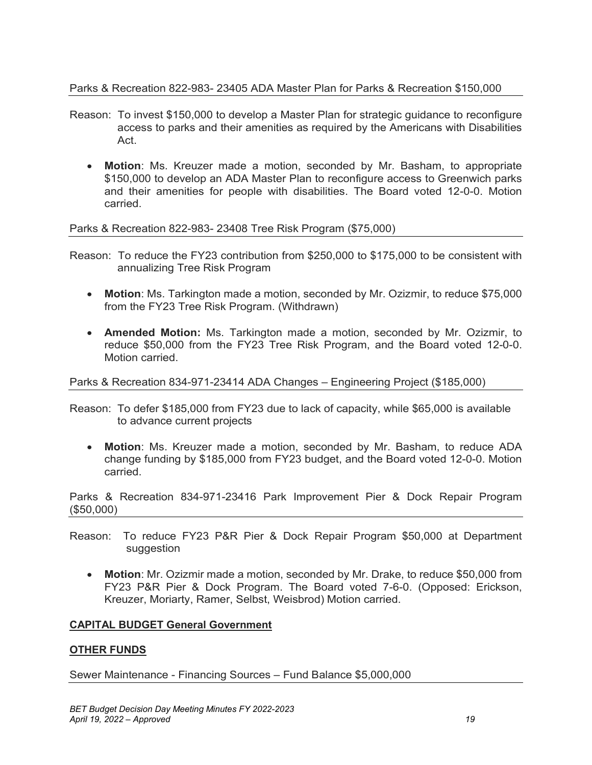Parks & Recreation 822-983- 23405 ADA Master Plan for Parks & Recreation $150,000

Reason: To invest $150,000 to develop a Master Plan for strategic guidance to reconfigure access to parks and their amenities as required by the Americans with Disabilities Act.

- **Motion**: Ms. Kreuzer made a motion, seconded by Mr. Basham, to appropriate $150,000 to develop an ADA Master Plan to reconfigure access to Greenwich parks and their amenities for people with disabilities. The Board voted 12-0-0. Motion carried.

Parks & Recreation 822-983- 23408 Tree Risk Program ($75,000)

Reason: To reduce the FY23 contribution from $250,000 to $175,000 to be consistent with annualizing Tree Risk Program

- **Motion**: Ms. Tarkington made a motion, seconded by Mr. Ozizmir, to reduce $75,000 from the FY23 Tree Risk Program. (Withdrawn)
- **Amended Motion:** Ms. Tarkington made a motion, seconded by Mr. Ozizmir, to reduce $50,000 from the FY23 Tree Risk Program, and the Board voted 12-0-0. Motion carried.

Parks & Recreation 834-971-23414 ADA Changes – Engineering Project ($185,000)

Reason: To defer $185,000 from FY23 due to lack of capacity, while $65,000 is available to advance current projects

- **Motion**: Ms. Kreuzer made a motion, seconded by Mr. Basham, to reduce ADA change funding by $185,000 from FY23 budget, and the Board voted 12-0-0. Motion carried.

Parks & Recreation 834-971-23416 Park Improvement Pier & Dock Repair Program ($50,000)

Reason: To reduce FY23 P&R Pier & Dock Repair Program $50,000 at Department suggestion

- **Motion**: Mr. Ozizmir made a motion, seconded by Mr. Drake, to reduce $50,000 from FY23 P&R Pier & Dock Program. The Board voted 7-6-0. (Opposed: Erickson, Kreuzer, Moriarty, Ramer, Selbst, Weisbrod) Motion carried.

**CAPITAL BUDGET General Government**

**OTHER FUNDS**

Sewer Maintenance - Financing Sources – Fund Balance $5,000,000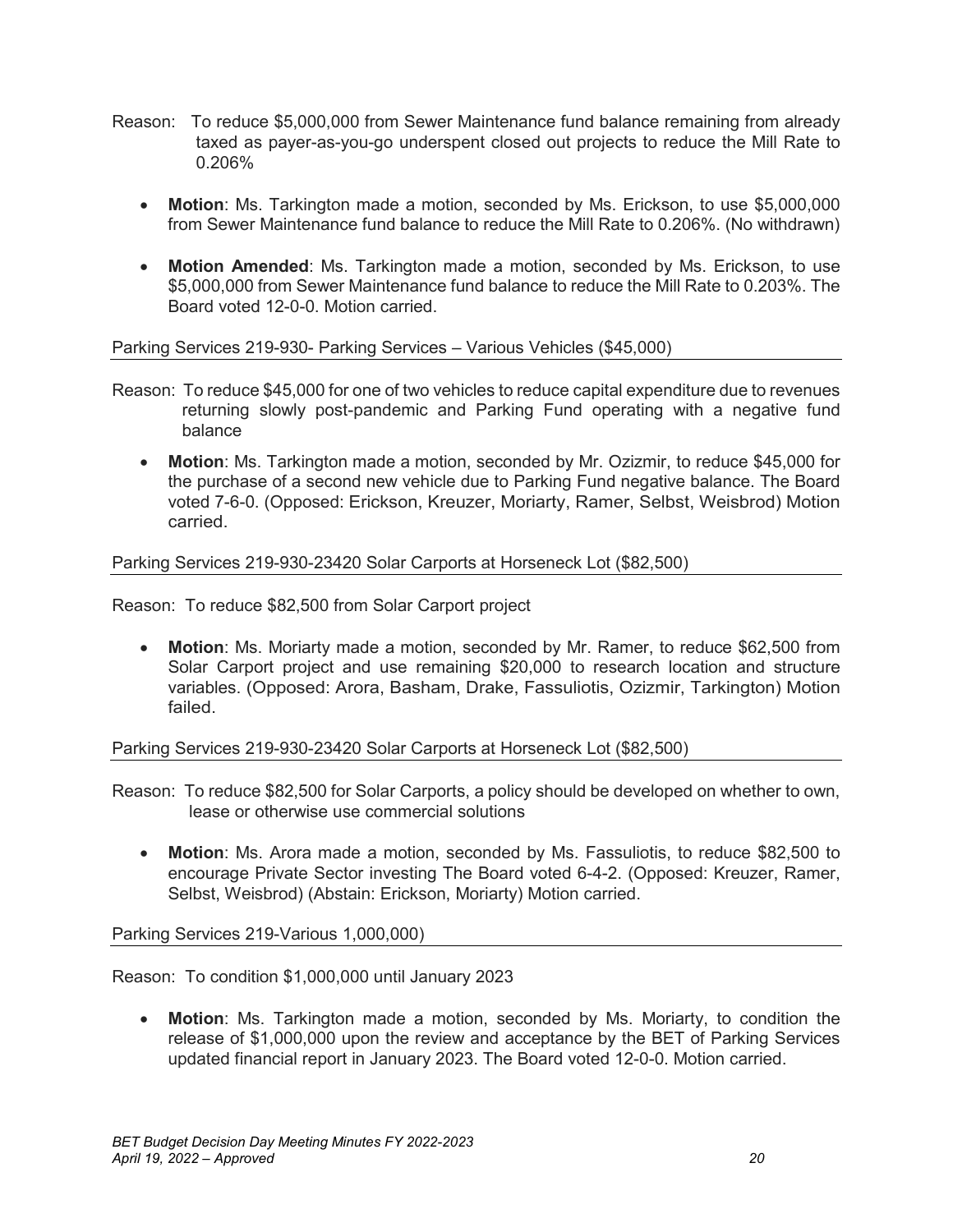Reason: To reduce $5,000,000 from Sewer Maintenance fund balance remaining from already taxed as payer-as-you-go underspent closed out projects to reduce the Mill Rate to 0.206%

- **Motion**: Ms. Tarkington made a motion, seconded by Ms. Erickson, to use $5,000,000 from Sewer Maintenance fund balance to reduce the Mill Rate to 0.206%. (No withdrawn)

- **Motion Amended**: Ms. Tarkington made a motion, seconded by Ms. Erickson, to use $5,000,000 from Sewer Maintenance fund balance to reduce the Mill Rate to 0.203%. The Board voted 12-0-0. Motion carried.

Parking Services 219-930- Parking Services – Various Vehicles ($45,000)

Reason: To reduce $45,000 for one of two vehicles to reduce capital expenditure due to revenues returning slowly post-pandemic and Parking Fund operating with a negative fund balance

- **Motion**: Ms. Tarkington made a motion, seconded by Mr. Ozizmir, to reduce $45,000 for the purchase of a second new vehicle due to Parking Fund negative balance. The Board voted 7-6-0. (Opposed: Erickson, Kreuzer, Moriarty, Ramer, Selbst, Weisbrod) Motion carried.

Parking Services 219-930-23420 Solar Carports at Horseneck Lot ($82,500)

Reason: To reduce $82,500 from Solar Carport project

- **Motion**: Ms. Moriarty made a motion, seconded by Mr. Ramer, to reduce $62,500 from Solar Carport project and use remaining $20,000 to research location and structure variables. (Opposed: Arora, Basham, Drake, Fassuliotis, Ozizmir, Tarkington) Motion failed.

Parking Services 219-930-23420 Solar Carports at Horseneck Lot ($82,500)

Reason: To reduce $82,500 for Solar Carports, a policy should be developed on whether to own, lease or otherwise use commercial solutions

- **Motion**: Ms. Arora made a motion, seconded by Ms. Fassuliotis, to reduce $82,500 to encourage Private Sector investing The Board voted 6-4-2. (Opposed: Kreuzer, Ramer, Selbst, Weisbrod) (Abstain: Erickson, Moriarty) Motion carried.

Parking Services 219-Various 1,000,000)

Reason: To condition $1,000,000 until January 2023

- **Motion**: Ms. Tarkington made a motion, seconded by Ms. Moriarty, to condition the release of $1,000,000 upon the review and acceptance by the BET of Parking Services updated financial report in January 2023. The Board voted 12-0-0. Motion carried.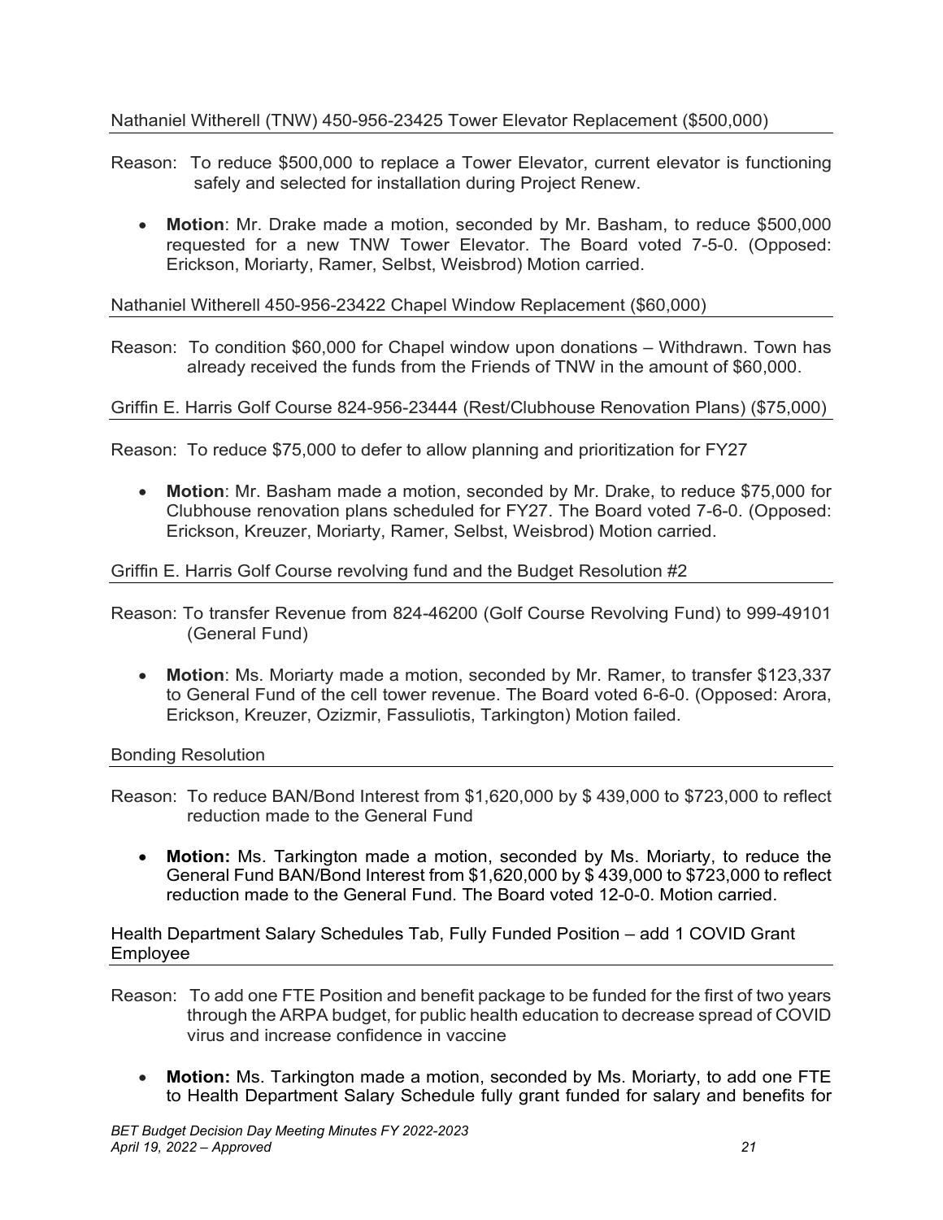Nathaniel Witherell (TNW) 450-956-23425 Tower Elevator Replacement ($500,000)

Reason: To reduce $500,000 to replace a Tower Elevator, current elevator is functioning safely and selected for installation during Project Renew.

- **Motion**: Mr. Drake made a motion, seconded by Mr. Basham, to reduce $500,000 requested for a new TNW Tower Elevator. The Board voted 7-5-0. (Opposed: Erickson, Moriarty, Ramer, Selbst, Weisbrod) Motion carried.

Nathaniel Witherell 450-956-23422 Chapel Window Replacement ($60,000)

Reason: To condition $60,000 for Chapel window upon donations – Withdrawn. Town has already received the funds from the Friends of TNW in the amount of $60,000.

Griffin E. Harris Golf Course 824-956-23444 (Rest/Clubhouse Renovation Plans) ($75,000)

Reason: To reduce $75,000 to defer to allow planning and prioritization for FY27

- **Motion**: Mr. Basham made a motion, seconded by Mr. Drake, to reduce $75,000 for Clubhouse renovation plans scheduled for FY27. The Board voted 7-6-0. (Opposed: Erickson, Kreuzer, Moriarty, Ramer, Selbst, Weisbrod) Motion carried.

Griffin E. Harris Golf Course revolving fund and the Budget Resolution #2

Reason: To transfer Revenue from 824-46200 (Golf Course Revolving Fund) to 999-49101 (General Fund)

- **Motion**: Ms. Moriarty made a motion, seconded by Mr. Ramer, to transfer $123,337 to General Fund of the cell tower revenue. The Board voted 6-6-0. (Opposed: Arora, Erickson, Kreuzer, Ozizmir, Fassuliotis, Tarkington) Motion failed.

Bonding Resolution

Reason: To reduce BAN/Bond Interest from $1,620,000 by $ 439,000 to $723,000 to reflect reduction made to the General Fund

- **Motion:** Ms. Tarkington made a motion, seconded by Ms. Moriarty, to reduce the General Fund BAN/Bond Interest from $1,620,000 by $ 439,000 to $723,000 to reflect reduction made to the General Fund. The Board voted 12-0-0. Motion carried.

Health Department Salary Schedules Tab, Fully Funded Position – add 1 COVID Grant Employee

Reason: To add one FTE Position and benefit package to be funded for the first of two years through the ARPA budget, for public health education to decrease spread of COVID virus and increase confidence in vaccine

- **Motion:** Ms. Tarkington made a motion, seconded by Ms. Moriarty, to add one FTE to Health Department Salary Schedule fully grant funded for salary and benefits for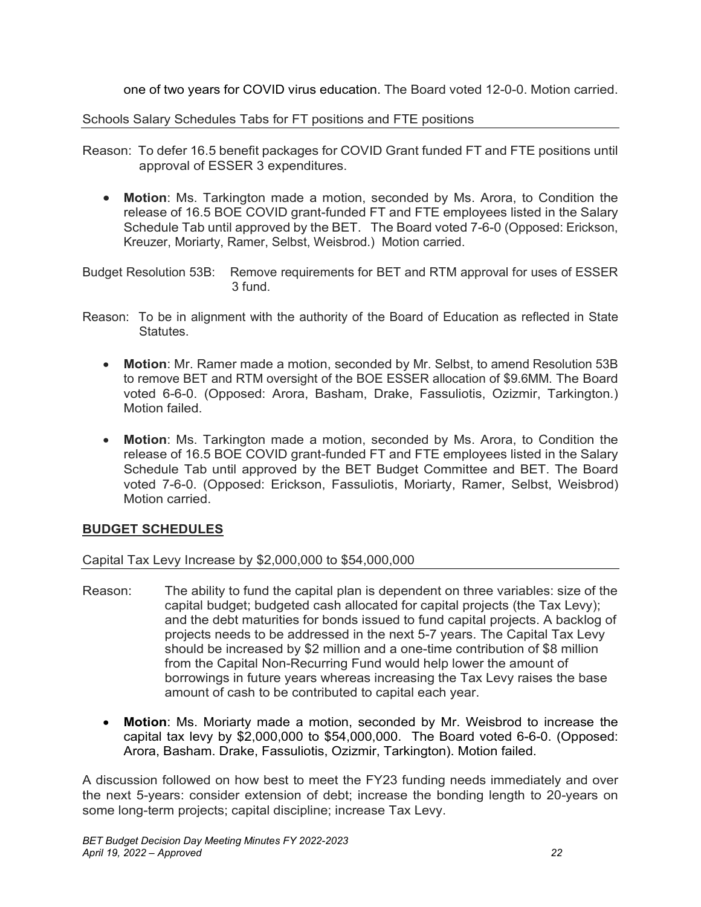one of two years for COVID virus education. The Board voted 12-0-0. Motion carried.

Schools Salary Schedules Tabs for FT positions and FTE positions

Reason: To defer 16.5 benefit packages for COVID Grant funded FT and FTE positions until approval of ESSER 3 expenditures.

- **Motion**: Ms. Tarkington made a motion, seconded by Ms. Arora, to Condition the release of 16.5 BOE COVID grant-funded FT and FTE employees listed in the Salary Schedule Tab until approved by the BET. The Board voted 7-6-0 (Opposed: Erickson, Kreuzer, Moriarty, Ramer, Selbst, Weisbrod.) Motion carried.

Budget Resolution 53B: Remove requirements for BET and RTM approval for uses of ESSER 3 fund.

Reason: To be in alignment with the authority of the Board of Education as reflected in State Statutes.

- **Motion**: Mr. Ramer made a motion, seconded by Mr. Selbst, to amend Resolution 53B to remove BET and RTM oversight of the BOE ESSER allocation of $9.6MM. The Board voted 6-6-0. (Opposed: Arora, Basham, Drake, Fassuliotis, Ozizmir, Tarkington.) Motion failed.

- **Motion**: Ms. Tarkington made a motion, seconded by Ms. Arora, to Condition the release of 16.5 BOE COVID grant-funded FT and FTE employees listed in the Salary Schedule Tab until approved by the BET Budget Committee and BET. The Board voted 7-6-0. (Opposed: Erickson, Fassuliotis, Moriarty, Ramer, Selbst, Weisbrod) Motion carried.

## BUDGET SCHEDULES

Capital Tax Levy Increase by $2,000,000 to $54,000,000

Reason: The ability to fund the capital plan is dependent on three variables: size of the capital budget; budgeted cash allocated for capital projects (the Tax Levy); and the debt maturities for bonds issued to fund capital projects. A backlog of projects needs to be addressed in the next 5-7 years. The Capital Tax Levy should be increased by $2 million and a one-time contribution of $8 million from the Capital Non-Recurring Fund would help lower the amount of borrowings in future years whereas increasing the Tax Levy raises the base amount of cash to be contributed to capital each year.

- **Motion**: Ms. Moriarty made a motion, seconded by Mr. Weisbrod to increase the capital tax levy by $2,000,000 to $54,000,000. The Board voted 6-6-0. (Opposed: Arora, Basham. Drake, Fassuliotis, Ozizmir, Tarkington). Motion failed.

A discussion followed on how best to meet the FY23 funding needs immediately and over the next 5-years: consider extension of debt; increase the bonding length to 20-years on some long-term projects; capital discipline; increase Tax Levy.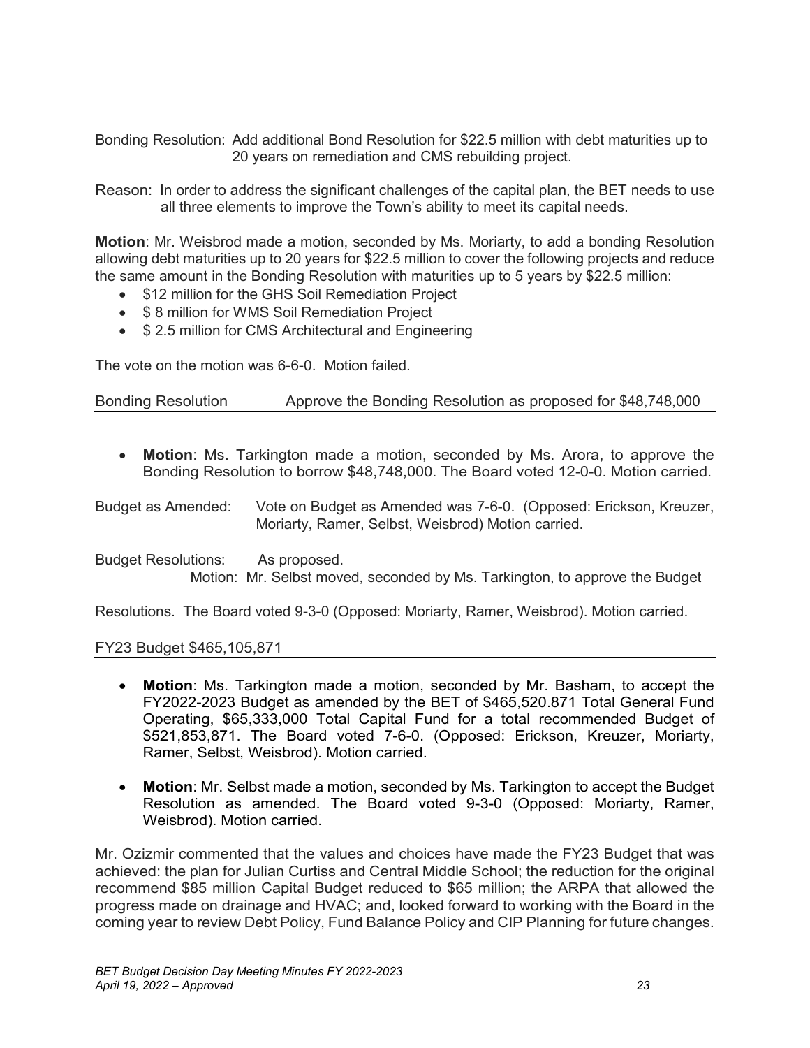Bonding Resolution: Add additional Bond Resolution for $22.5 million with debt maturities up to 20 years on remediation and CMS rebuilding project.

Reason: In order to address the significant challenges of the capital plan, the BET needs to use all three elements to improve the Town's ability to meet its capital needs.

**Motion**: Mr. Weisbrod made a motion, seconded by Ms. Moriarty, to add a bonding Resolution allowing debt maturities up to 20 years for $22.5 million to cover the following projects and reduce the same amount in the Bonding Resolution with maturities up to 5 years by $22.5 million:

- $12 million for the GHS Soil Remediation Project
- $ 8 million for WMS Soil Remediation Project
- $ 2.5 million for CMS Architectural and Engineering

The vote on the motion was 6-6-0. Motion failed.

Bonding Resolution Approve the Bonding Resolution as proposed for $48,748,000

- **Motion**: Ms. Tarkington made a motion, seconded by Ms. Arora, to approve the Bonding Resolution to borrow $48,748,000. The Board voted 12-0-0. Motion carried.

Budget as Amended: Vote on Budget as Amended was 7-6-0. (Opposed: Erickson, Kreuzer, Moriarty, Ramer, Selbst, Weisbrod) Motion carried.

Budget Resolutions: As proposed.
Motion: Mr. Selbst moved, seconded by Ms. Tarkington, to approve the Budget Resolutions. The Board voted 9-3-0 (Opposed: Moriarty, Ramer, Weisbrod). Motion carried.

FY23 Budget $465,105,871

- **Motion**: Ms. Tarkington made a motion, seconded by Mr. Basham, to accept the FY2022-2023 Budget as amended by the BET of $465,520.871 Total General Fund Operating, $65,333,000 Total Capital Fund for a total recommended Budget of $521,853,871. The Board voted 7-6-0. (Opposed: Erickson, Kreuzer, Moriarty, Ramer, Selbst, Weisbrod). Motion carried.
- **Motion**: Mr. Selbst made a motion, seconded by Ms. Tarkington to accept the Budget Resolution as amended. The Board voted 9-3-0 (Opposed: Moriarty, Ramer, Weisbrod). Motion carried.

Mr. Ozizmir commented that the values and choices have made the FY23 Budget that was achieved: the plan for Julian Curtiss and Central Middle School; the reduction for the original recommend $85 million Capital Budget reduced to $65 million; the ARPA that allowed the progress made on drainage and HVAC; and, looked forward to working with the Board in the coming year to review Debt Policy, Fund Balance Policy and CIP Planning for future changes.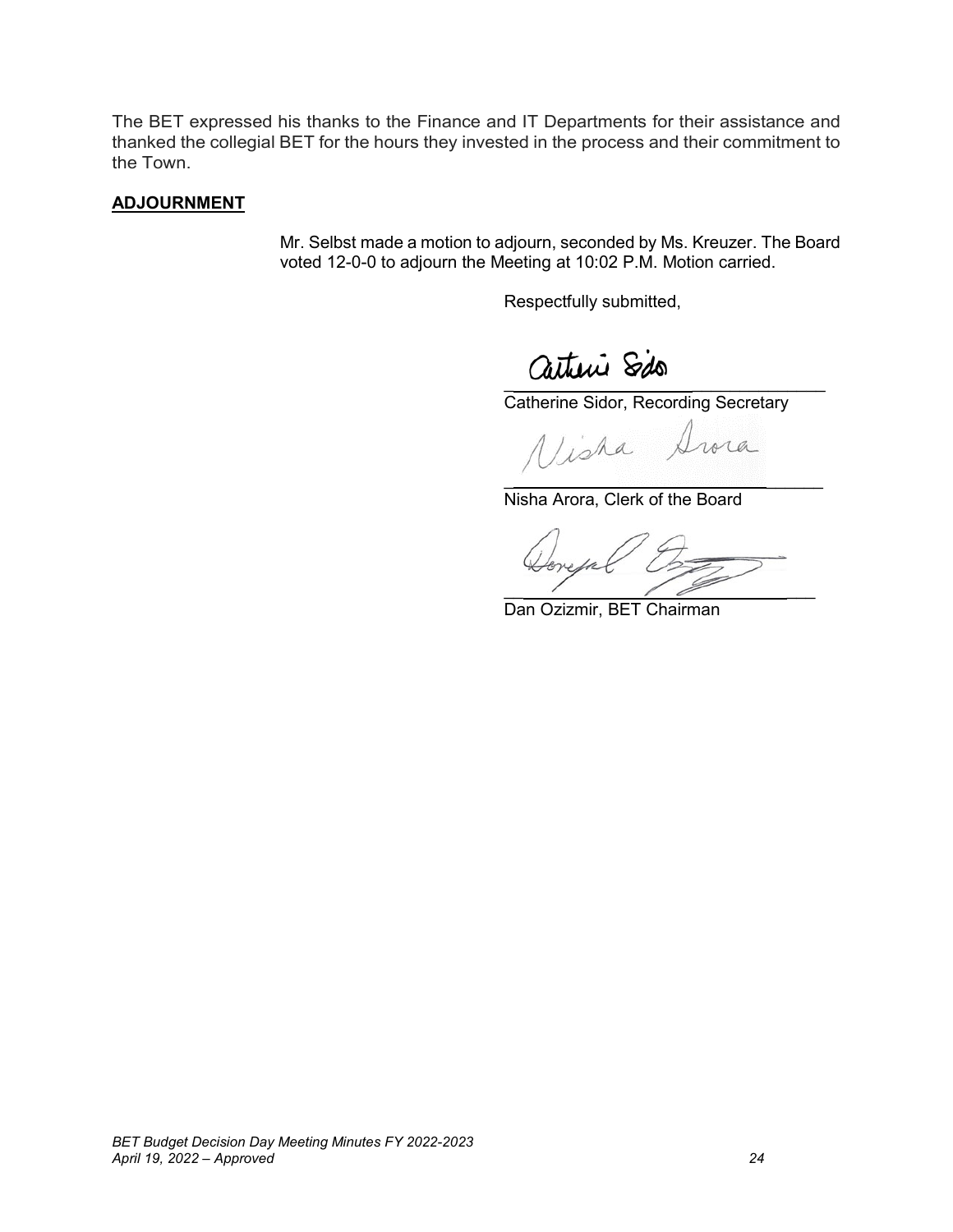The BET expressed his thanks to the Finance and IT Departments for their assistance and thanked the collegial BET for the hours they invested in the process and their commitment to the Town.

**ADJOURNMENT**

Mr. Selbst made a motion to adjourn, seconded by Ms. Kreuzer. The Board voted 12-0-0 to adjourn the Meeting at 10:02 P.M. Motion carried.

Respectfully submitted,

Catherine Sidor, Recording Secretary

Nisha Arora, Clerk of the Board

Dan Ozizmir, BET Chairman